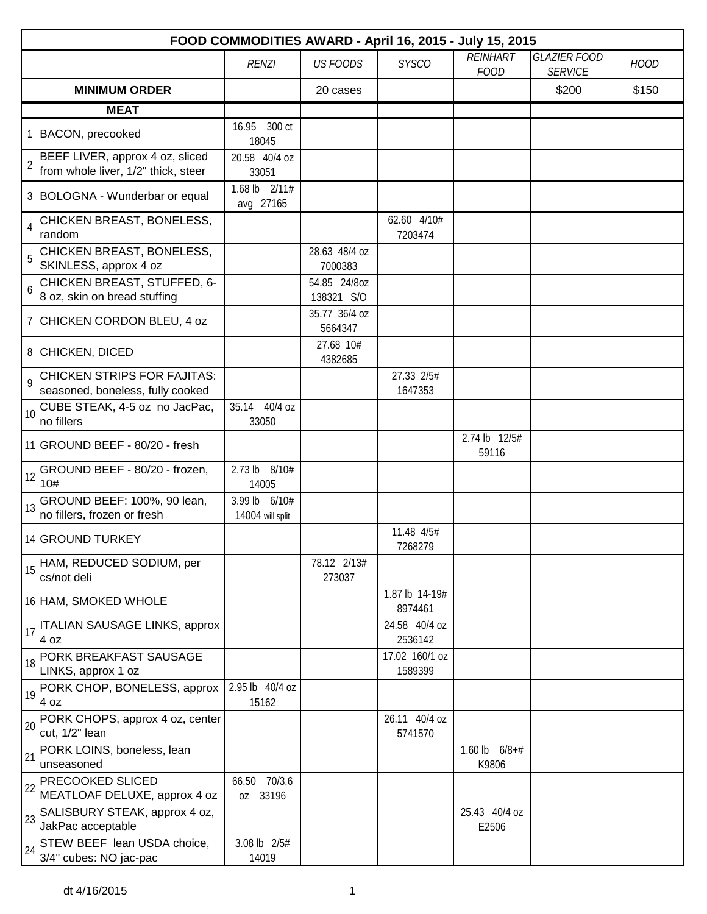| FOOD COMMODITIES AWARD - April 16, 2015 - July 15, 2015 | | | | | | | | |
|---|---|---|---|---|---|---|---|---|
| | | *RENZI* | *US FOODS* | *SYSCO* | *REINHART FOOD* | *GLAZIER FOOD SERVICE* | *HOOD* |
| **MINIMUM ORDER** | | | 20 cases | | | $200 | $150 |
| **MEAT** | | | | | | | |
| 1 | BACON, precooked | 16.95 300 ct 18045 | | | | | |
| 2 | BEEF LIVER, approx 4 oz, sliced from whole liver, 1/2" thick, steer | 20.58 40/4 oz 33051 | | | | | |
| 3 | BOLOGNA - Wunderbar or equal | 1.68 lb 2/11# avg 27165 | | | | | |
| 4 | CHICKEN BREAST, BONELESS, random | | | 62.60 4/10# 7203474 | | | |
| 5 | CHICKEN BREAST, BONELESS, SKINLESS, approx 4 oz | | 28.63 48/4 oz 7000383 | | | | |
| 6 | CHICKEN BREAST, STUFFED, 6-8 oz, skin on bread stuffing | | 54.85 24/8oz 138321 S/O | | | | |
| 7 | CHICKEN CORDON BLEU, 4 oz | | 35.77 36/4 oz 5664347 | | | | |
| 8 | CHICKEN, DICED | | 27.68 10# 4382685 | | | | |
| 9 | CHICKEN STRIPS FOR FAJITAS: seasoned, boneless, fully cooked | | | 27.33 2/5# 1647353 | | | |
| 10 | CUBE STEAK, 4-5 oz no JacPac, no fillers | 35.14 40/4 oz 33050 | | | | | |
| 11 | GROUND BEEF - 80/20 - fresh | | | | 2.74 lb 12/5# 59116 | | |
| 12 | GROUND BEEF - 80/20 - frozen, 10# | 2.73 lb 8/10# 14005 | | | | | |
| 13 | GROUND BEEF: 100%, 90 lean, no fillers, frozen or fresh | 3.99 lb 6/10# 14004 will split | | | | | |
| 14 | GROUND TURKEY | | | 11.48 4/5# 7268279 | | | |
| 15 | HAM, REDUCED SODIUM, per cs/not deli | | 78.12 2/13# 273037 | | | | |
| 16 | HAM, SMOKED WHOLE | | | 1.87 lb 14-19# 8974461 | | | |
| 17 | ITALIAN SAUSAGE LINKS, approx 4 oz | | | 24.58 40/4 oz 2536142 | | | |
| 18 | PORK BREAKFAST SAUSAGE LINKS, approx 1 oz | | | 17.02 160/1 oz 1589399 | | | |
| 19 | PORK CHOP, BONELESS, approx 4 oz | 2.95 lb 40/4 oz 15162 | | | | | |
| 20 | PORK CHOPS, approx 4 oz, center cut, 1/2" lean | | | 26.11 40/4 oz 5741570 | | | |
| 21 | PORK LOINS, boneless, lean unseasoned | | | | 1.60 lb 6/8+# K9806 | | |
| 22 | PRECOOKED SLICED MEATLOAF DELUXE, approx 4 oz | 66.50 70/3.6 oz 33196 | | | | | |
| 23 | SALISBURY STEAK, approx 4 oz, JakPac acceptable | | | | 25.43 40/4 oz E2506 | | |
| 24 | STEW BEEF lean USDA choice, 3/4" cubes: NO jac-pac | 3.08 lb 2/5# 14019 | | | | | |

dt 4/16/2015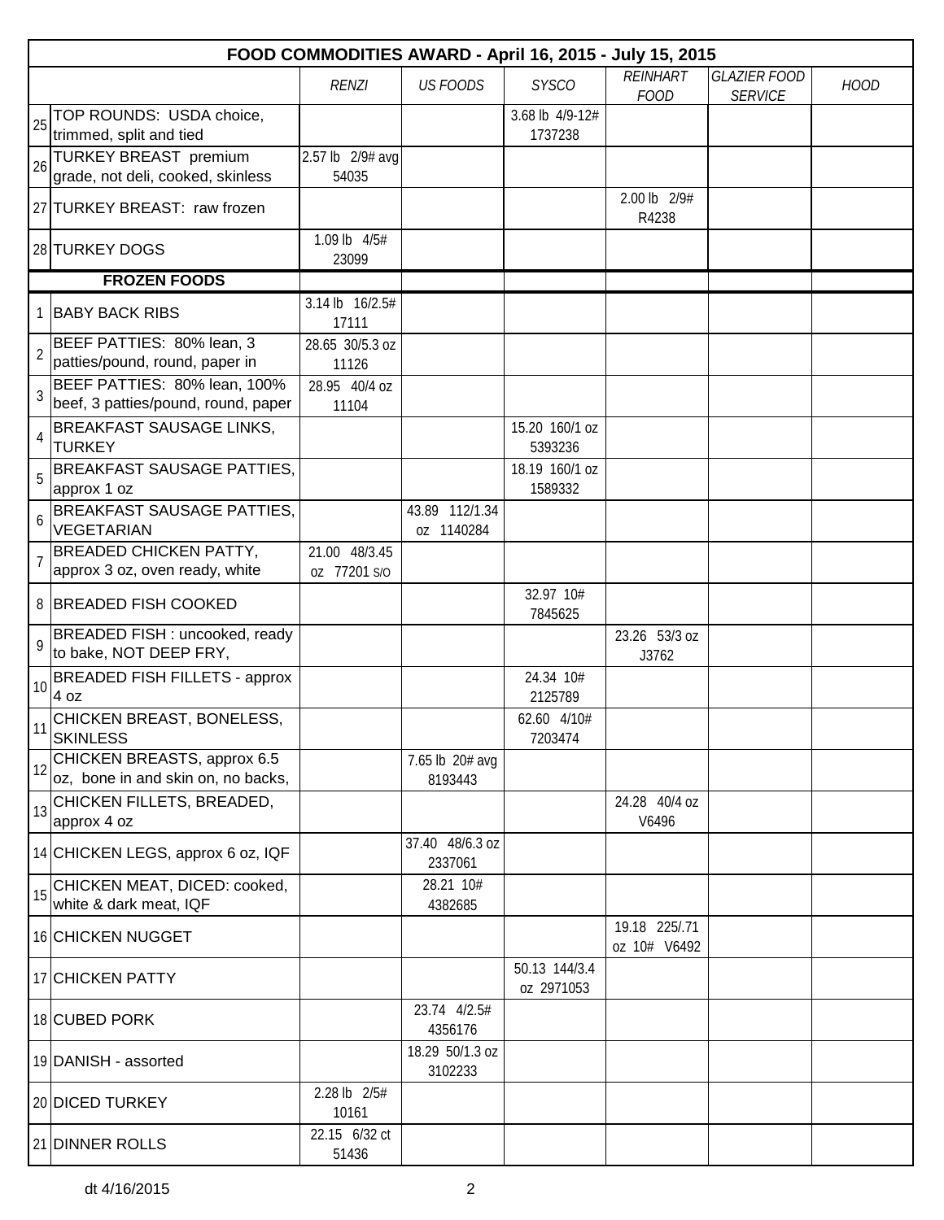| | FOOD COMMODITIES AWARD - April 16, 2015 - July 15, 2015 | | | | | | |
|---|---|---|---|---|---|---|---|
| | | *RENZI* | *US FOODS* | *SYSCO* | *REINHART FOOD* | *GLAZIER FOOD SERVICE* | *HOOD* |
| 25 | TOP ROUNDS: USDA choice, trimmed, split and tied | | | 3.68 lb 4/9-12# 1737238 | | | |
| 26 | TURKEY BREAST premium grade, not deli, cooked, skinless | 2.57 lb 2/9# avg 54035 | | | | | |
| 27 | TURKEY BREAST: raw frozen | | | | 2.00 lb 2/9# R4238 | | |
| 28 | TURKEY DOGS | 1.09 lb 4/5# 23099 | | | | | |
| | **FROZEN FOODS** | | | | | | |
| 1 | BABY BACK RIBS | 3.14 lb 16/2.5# 17111 | | | | | |
| 2 | BEEF PATTIES: 80% lean, 3 patties/pound, round, paper in | 28.65 30/5.3 oz 11126 | | | | | |
| 3 | BEEF PATTIES: 80% lean, 100% beef, 3 patties/pound, round, paper | 28.95 40/4 oz 11104 | | | | | |
| 4 | BREAKFAST SAUSAGE LINKS, TURKEY | | | 15.20 160/1 oz 5393236 | | | |
| 5 | BREAKFAST SAUSAGE PATTIES, approx 1 oz | | | 18.19 160/1 oz 1589332 | | | |
| 6 | BREAKFAST SAUSAGE PATTIES, VEGETARIAN | | 43.89 112/1.34 oz 1140284 | | | | |
| 7 | BREADED CHICKEN PATTY, approx 3 oz, oven ready, white | 21.00 48/3.45 oz 77201 S/O | | | | | |
| 8 | BREADED FISH COOKED | | | 32.97 10# 7845625 | | | |
| 9 | BREADED FISH : uncooked, ready to bake, NOT DEEP FRY, | | | | 23.26 53/3 oz J3762 | | |
| 10 | BREADED FISH FILLETS - approx 4 oz | | | 24.34 10# 2125789 | | | |
| 11 | CHICKEN BREAST, BONELESS, SKINLESS | | | 62.60 4/10# 7203474 | | | |
| 12 | CHICKEN BREASTS, approx 6.5 oz, bone in and skin on, no backs, | | 7.65 lb 20# avg 8193443 | | | | |
| 13 | CHICKEN FILLETS, BREADED, approx 4 oz | | | | 24.28 40/4 oz V6496 | | |
| 14 | CHICKEN LEGS, approx 6 oz, IQF | | 37.40 48/6.3 oz 2337061 | | | | |
| 15 | CHICKEN MEAT, DICED: cooked, white & dark meat, IQF | | 28.21 10# 4382685 | | | | |
| 16 | CHICKEN NUGGET | | | | 19.18 225/.71 oz 10# V6492 | | |
| 17 | CHICKEN PATTY | | | 50.13 144/3.4 oz 2971053 | | | |
| 18 | CUBED PORK | | 23.74 4/2.5# 4356176 | | | | |
| 19 | DANISH - assorted | | 18.29 50/1.3 oz 3102233 | | | | |
| 20 | DICED TURKEY | 2.28 lb 2/5# 10161 | | | | | |
| 21 | DINNER ROLLS | 22.15 6/32 ct 51436 | | | | | |

dt 4/16/2015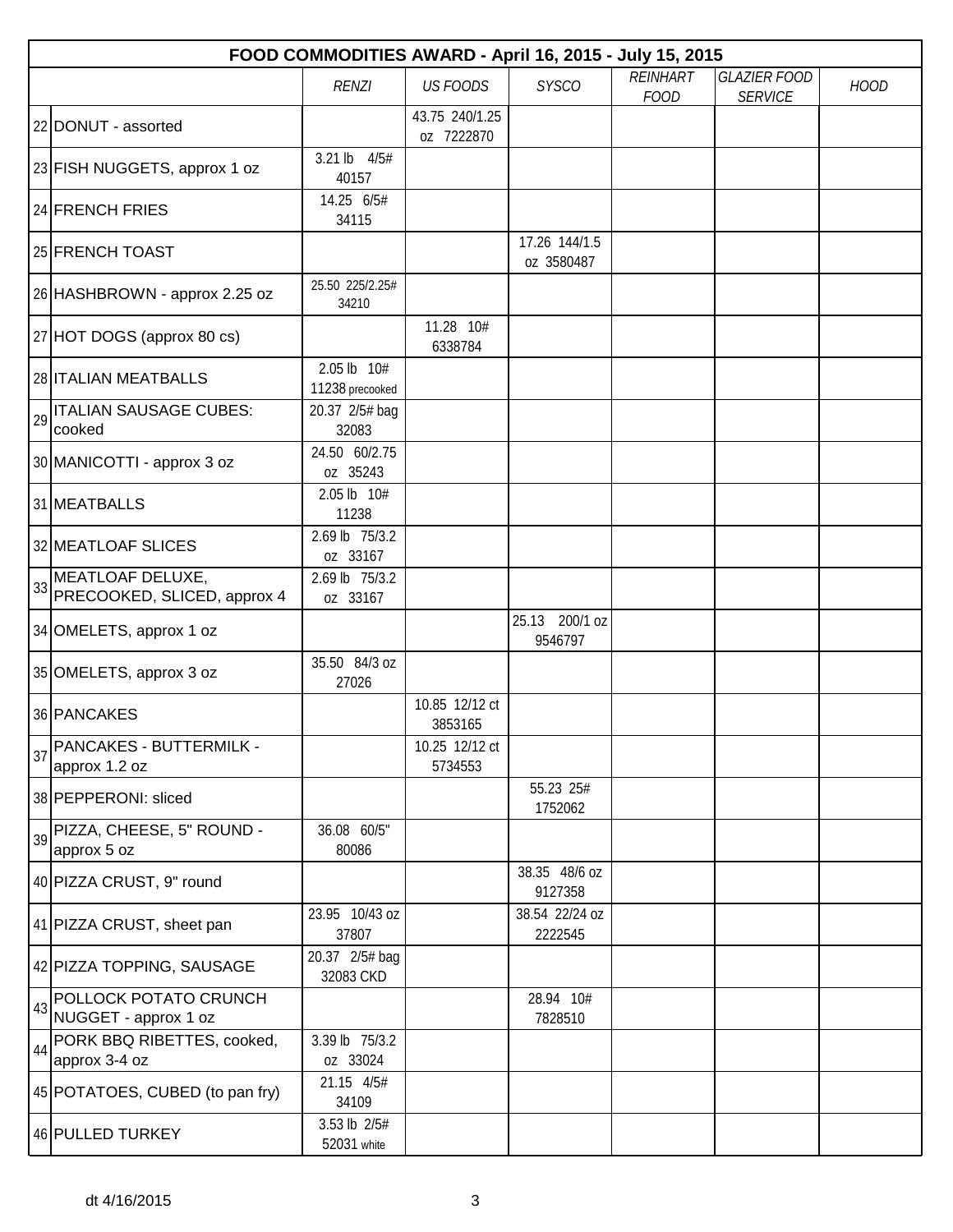| FOOD COMMODITIES AWARD - April 16, 2015 - July 15, 2015 | | | | | | | |
|---|---|---|---|---|---|---|---|
| | | *RENZI* | *US FOODS* | *SYSCO* | *REINHART FOOD* | *GLAZIER FOOD SERVICE* | *HOOD* |
| 22 | DONUT - assorted | | 43.75 240/1.25 oz 7222870 | | | | |
| 23 | FISH NUGGETS, approx 1 oz | 3.21 lb 4/5# 40157 | | | | | |
| 24 | FRENCH FRIES | 14.25 6/5# 34115 | | | | | |
| 25 | FRENCH TOAST | | | 17.26 144/1.5 oz 3580487 | | | |
| 26 | HASHBROWN - approx 2.25 oz | 25.50 225/2.25# 34210 | | | | | |
| 27 | HOT DOGS (approx 80 cs) | | 11.28 10# 6338784 | | | | |
| 28 | ITALIAN MEATBALLS | 2.05 lb 10# 11238 precooked | | | | | |
| 29 | ITALIAN SAUSAGE CUBES: cooked | 20.37 2/5# bag 32083 | | | | | |
| 30 | MANICOTTI - approx 3 oz | 24.50 60/2.75 oz 35243 | | | | | |
| 31 | MEATBALLS | 2.05 lb 10# 11238 | | | | | |
| 32 | MEATLOAF SLICES | 2.69 lb 75/3.2 oz 33167 | | | | | |
| 33 | MEATLOAF DELUXE, PRECOOKED, SLICED, approx 4 | 2.69 lb 75/3.2 oz 33167 | | | | | |
| 34 | OMELETS, approx 1 oz | | | 25.13 200/1 oz 9546797 | | | |
| 35 | OMELETS, approx 3 oz | 35.50 84/3 oz 27026 | | | | | |
| 36 | PANCAKES | | 10.85 12/12 ct 3853165 | | | | |
| 37 | PANCAKES - BUTTERMILK - approx 1.2 oz | | 10.25 12/12 ct 5734553 | | | | |
| 38 | PEPPERONI: sliced | | | 55.23 25# 1752062 | | | |
| 39 | PIZZA, CHEESE, 5" ROUND - approx 5 oz | 36.08 60/5" 80086 | | | | | |
| 40 | PIZZA CRUST, 9" round | | | 38.35 48/6 oz 9127358 | | | |
| 41 | PIZZA CRUST, sheet pan | 23.95 10/43 oz 37807 | | 38.54 22/24 oz 2222545 | | | |
| 42 | PIZZA TOPPING, SAUSAGE | 20.37 2/5# bag 32083 CKD | | | | | |
| 43 | POLLOCK POTATO CRUNCH NUGGET - approx 1 oz | | | 28.94 10# 7828510 | | | |
| 44 | PORK BBQ RIBETTES, cooked, approx 3-4 oz | 3.39 lb 75/3.2 oz 33024 | | | | | |
| 45 | POTATOES, CUBED (to pan fry) | 21.15 4/5# 34109 | | | | | |
| 46 | PULLED TURKEY | 3.53 lb 2/5# 52031 white | | | | | |

dt 4/16/2015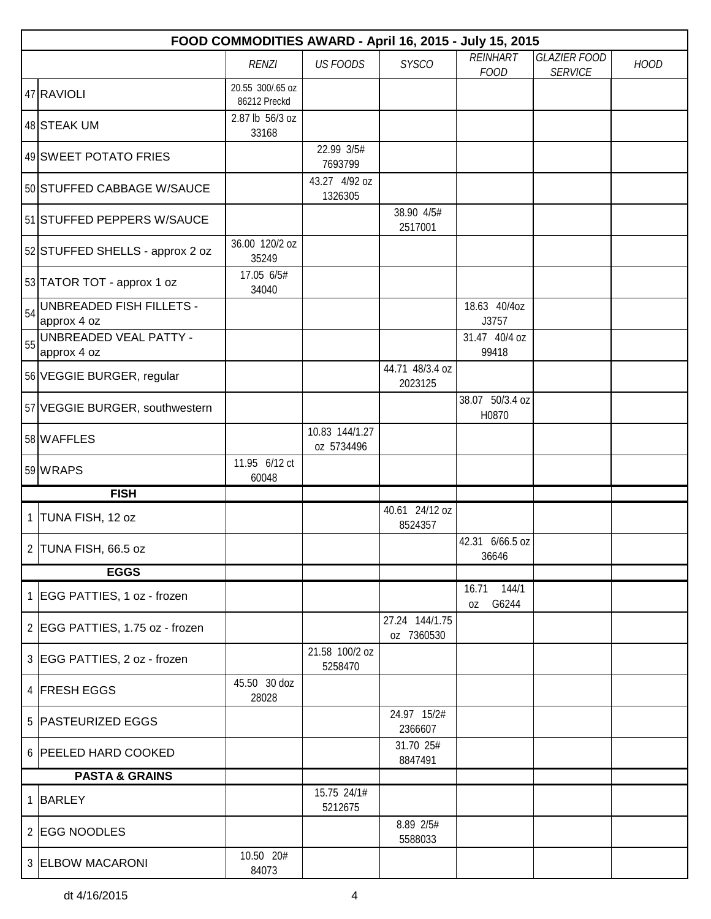| FOOD COMMODITIES AWARD - April 16, 2015 - July 15, 2015 | | | | | | | | |
|---|---|---|---|---|---|---|---|---|
| | | *RENZI* | *US FOODS* | *SYSCO* | *REINHART FOOD* | *GLAZIER FOOD SERVICE* | *HOOD* |
| 47 | RAVIOLI | 20.55 300/.65 oz 86212 Preckd | | | | | |
| 48 | STEAK UM | 2.87 lb 56/3 oz 33168 | | | | | |
| 49 | SWEET POTATO FRIES | | 22.99 3/5# 7693799 | | | | |
| 50 | STUFFED CABBAGE W/SAUCE | | 43.27 4/92 oz 1326305 | | | | |
| 51 | STUFFED PEPPERS W/SAUCE | | | 38.90 4/5# 2517001 | | | |
| 52 | STUFFED SHELLS - approx 2 oz | 36.00 120/2 oz 35249 | | | | | |
| 53 | TATOR TOT - approx 1 oz | 17.05 6/5# 34040 | | | | | |
| 54 | UNBREADED FISH FILLETS - approx 4 oz | | | | 18.63 40/4oz J3757 | | |
| 55 | UNBREADED VEAL PATTY - approx 4 oz | | | | 31.47 40/4 oz 99418 | | |
| 56 | VEGGIE BURGER, regular | | | 44.71 48/3.4 oz 2023125 | | | |
| 57 | VEGGIE BURGER, southwestern | | | | 38.07 50/3.4 oz H0870 | | |
| 58 | WAFFLES | | 10.83 144/1.27 oz 5734496 | | | | |
| 59 | WRAPS | 11.95 6/12 ct 60048 | | | | | |
| | **FISH** | | | | | | |
| 1 | TUNA FISH, 12 oz | | | 40.61 24/12 oz 8524357 | | | |
| 2 | TUNA FISH, 66.5 oz | | | | 42.31 6/66.5 oz 36646 | | |
| | **EGGS** | | | | | | |
| 1 | EGG PATTIES, 1 oz - frozen | | | | 16.71 144/1 oz G6244 | | |
| 2 | EGG PATTIES, 1.75 oz - frozen | | | 27.24 144/1.75 oz 7360530 | | | |
| 3 | EGG PATTIES, 2 oz - frozen | | 21.58 100/2 oz 5258470 | | | | |
| 4 | FRESH EGGS | 45.50 30 doz 28028 | | | | | |
| 5 | PASTEURIZED EGGS | | | 24.97 15/2# 2366607 | | | |
| 6 | PEELED HARD COOKED | | | 31.70 25# 8847491 | | | |
| | **PASTA & GRAINS** | | | | | | |
| 1 | BARLEY | | 15.75 24/1# 5212675 | | | | |
| 2 | EGG NOODLES | | | 8.89 2/5# 5588033 | | | |
| 3 | ELBOW MACARONI | 10.50 20# 84073 | | | | | |

dt 4/16/2015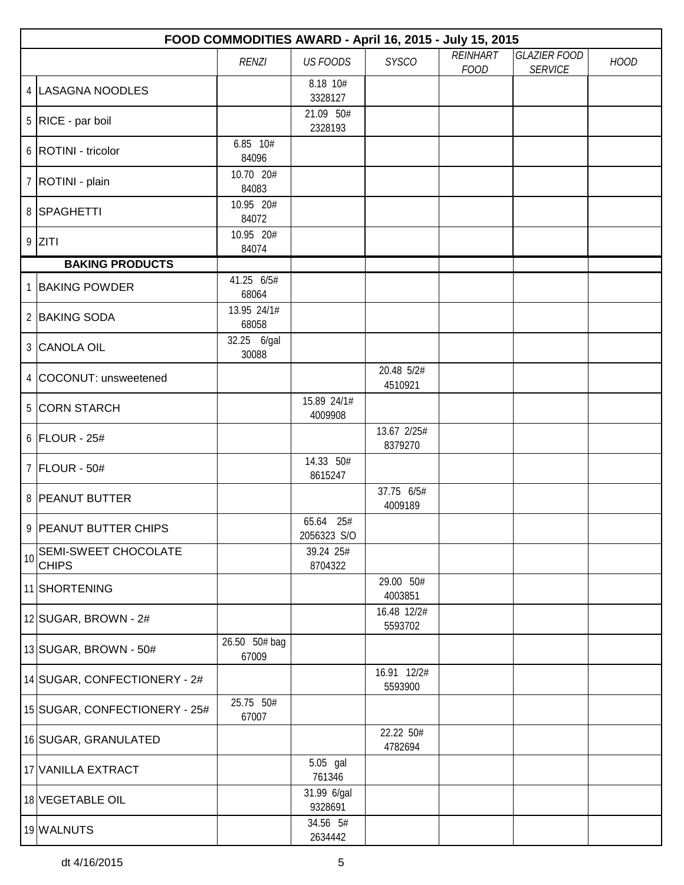| FOOD COMMODITIES AWARD - April 16, 2015 - July 15, 2015 | | | | | | | | |
|---|---|---|---|---|---|---|---|---|
| | | *RENZI* | *US FOODS* | *SYSCO* | *REINHART FOOD* | *GLAZIER FOOD SERVICE* | *HOOD* |
| 4 | LASAGNA NOODLES | | 8.18 10# 3328127 | | | | |
| 5 | RICE - par boil | | 21.09 50# 2328193 | | | | |
| 6 | ROTINI - tricolor | 6.85 10# 84096 | | | | | |
| 7 | ROTINI - plain | 10.70 20# 84083 | | | | | |
| 8 | SPAGHETTI | 10.95 20# 84072 | | | | | |
| 9 | ZITI | 10.95 20# 84074 | | | | | |
| | **BAKING PRODUCTS** | | | | | | |
| 1 | BAKING POWDER | 41.25 6/5# 68064 | | | | | |
| 2 | BAKING SODA | 13.95 24/1# 68058 | | | | | |
| 3 | CANOLA OIL | 32.25 6/gal 30088 | | | | | |
| 4 | COCONUT: unsweetened | | | 20.48 5/2# 4510921 | | | |
| 5 | CORN STARCH | | 15.89 24/1# 4009908 | | | | |
| 6 | FLOUR - 25# | | | 13.67 2/25# 8379270 | | | |
| 7 | FLOUR - 50# | | 14.33 50# 8615247 | | | | |
| 8 | PEANUT BUTTER | | | 37.75 6/5# 4009189 | | | |
| 9 | PEANUT BUTTER CHIPS | | 65.64 25# 2056323 S/O | | | | |
| 10 | SEMI-SWEET CHOCOLATE CHIPS | | 39.24 25# 8704322 | | | | |
| 11 | SHORTENING | | | 29.00 50# 4003851 | | | |
| 12 | SUGAR, BROWN - 2# | | | 16.48 12/2# 5593702 | | | |
| 13 | SUGAR, BROWN - 50# | 26.50 50# bag 67009 | | | | | |
| 14 | SUGAR, CONFECTIONERY - 2# | | | 16.91 12/2# 5593900 | | | |
| 15 | SUGAR, CONFECTIONERY - 25# | 25.75 50# 67007 | | | | | |
| 16 | SUGAR, GRANULATED | | | 22.22 50# 4782694 | | | |
| 17 | VANILLA EXTRACT | | 5.05 gal 761346 | | | | |
| 18 | VEGETABLE OIL | | 31.99 6/gal 9328691 | | | | |
| 19 | WALNUTS | | 34.56 5# 2634442 | | | | |

dt 4/16/2015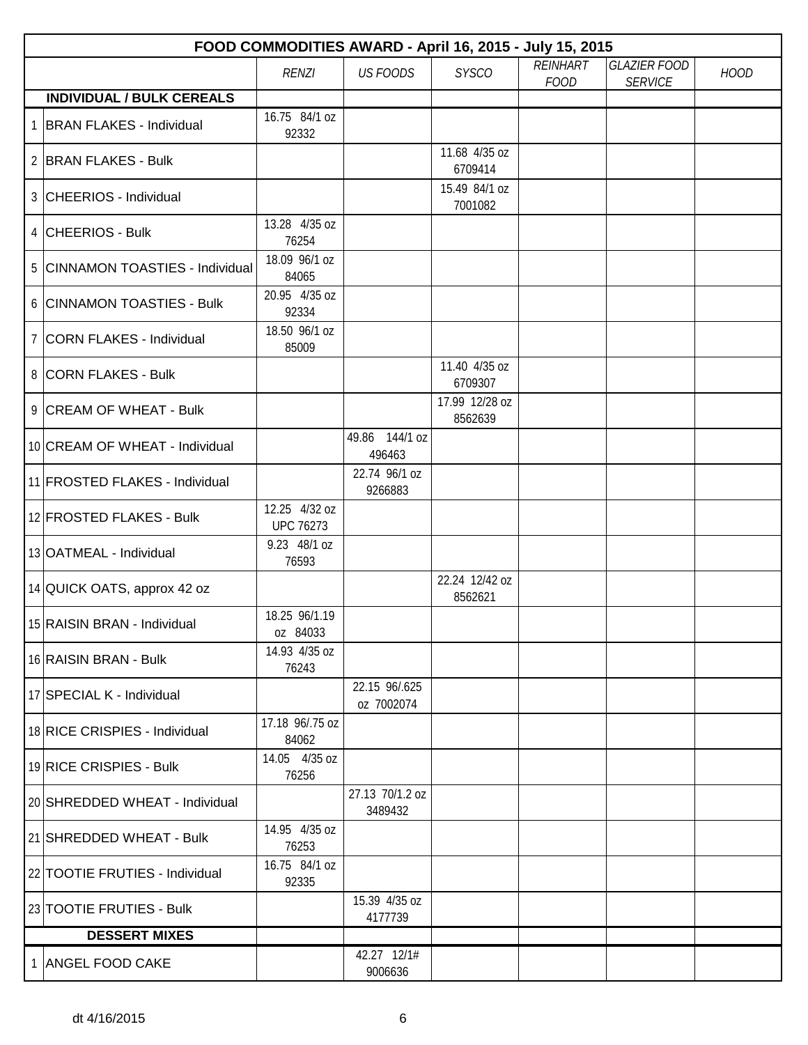| FOOD COMMODITIES AWARD - April 16, 2015 - July 15, 2015 | | | | | | | |
|---|---|---|---|---|---|---|---|
| | | *RENZI* | *US FOODS* | *SYSCO* | *REINHART FOOD* | *GLAZIER FOOD SERVICE* | *HOOD* |
| | **INDIVIDUAL / BULK CEREALS** | | | | | | |
| 1 | BRAN FLAKES - Individual | 16.75 84/1 oz 92332 | | | | | |
| 2 | BRAN FLAKES - Bulk | | | 11.68 4/35 oz 6709414 | | | |
| 3 | CHEERIOS - Individual | | | 15.49 84/1 oz 7001082 | | | |
| 4 | CHEERIOS - Bulk | 13.28 4/35 oz 76254 | | | | | |
| 5 | CINNAMON TOASTIES - Individual | 18.09 96/1 oz 84065 | | | | | |
| 6 | CINNAMON TOASTIES - Bulk | 20.95 4/35 oz 92334 | | | | | |
| 7 | CORN FLAKES - Individual | 18.50 96/1 oz 85009 | | | | | |
| 8 | CORN FLAKES - Bulk | | | 11.40 4/35 oz 6709307 | | | |
| 9 | CREAM OF WHEAT - Bulk | | | 17.99 12/28 oz 8562639 | | | |
| 10 | CREAM OF WHEAT - Individual | | 49.86 144/1 oz 496463 | | | | |
| 11 | FROSTED FLAKES - Individual | | 22.74 96/1 oz 9266883 | | | | |
| 12 | FROSTED FLAKES - Bulk | 12.25 4/32 oz UPC 76273 | | | | | |
| 13 | OATMEAL - Individual | 9.23 48/1 oz 76593 | | | | | |
| 14 | QUICK OATS, approx 42 oz | | | 22.24 12/42 oz 8562621 | | | |
| 15 | RAISIN BRAN - Individual | 18.25 96/1.19 oz 84033 | | | | | |
| 16 | RAISIN BRAN - Bulk | 14.93 4/35 oz 76243 | | | | | |
| 17 | SPECIAL K - Individual | | 22.15 96/.625 oz 7002074 | | | | |
| 18 | RICE CRISPIES - Individual | 17.18 96/.75 oz 84062 | | | | | |
| 19 | RICE CRISPIES - Bulk | 14.05 4/35 oz 76256 | | | | | |
| 20 | SHREDDED WHEAT - Individual | | 27.13 70/1.2 oz 3489432 | | | | |
| 21 | SHREDDED WHEAT - Bulk | 14.95 4/35 oz 76253 | | | | | |
| 22 | TOOTIE FRUTIES - Individual | 16.75 84/1 oz 92335 | | | | | |
| 23 | TOOTIE FRUTIES - Bulk | | 15.39 4/35 oz 4177739 | | | | |
| | **DESSERT MIXES** | | | | | | |
| 1 | ANGEL FOOD CAKE | | 42.27 12/1# 9006636 | | | | |

dt 4/16/2015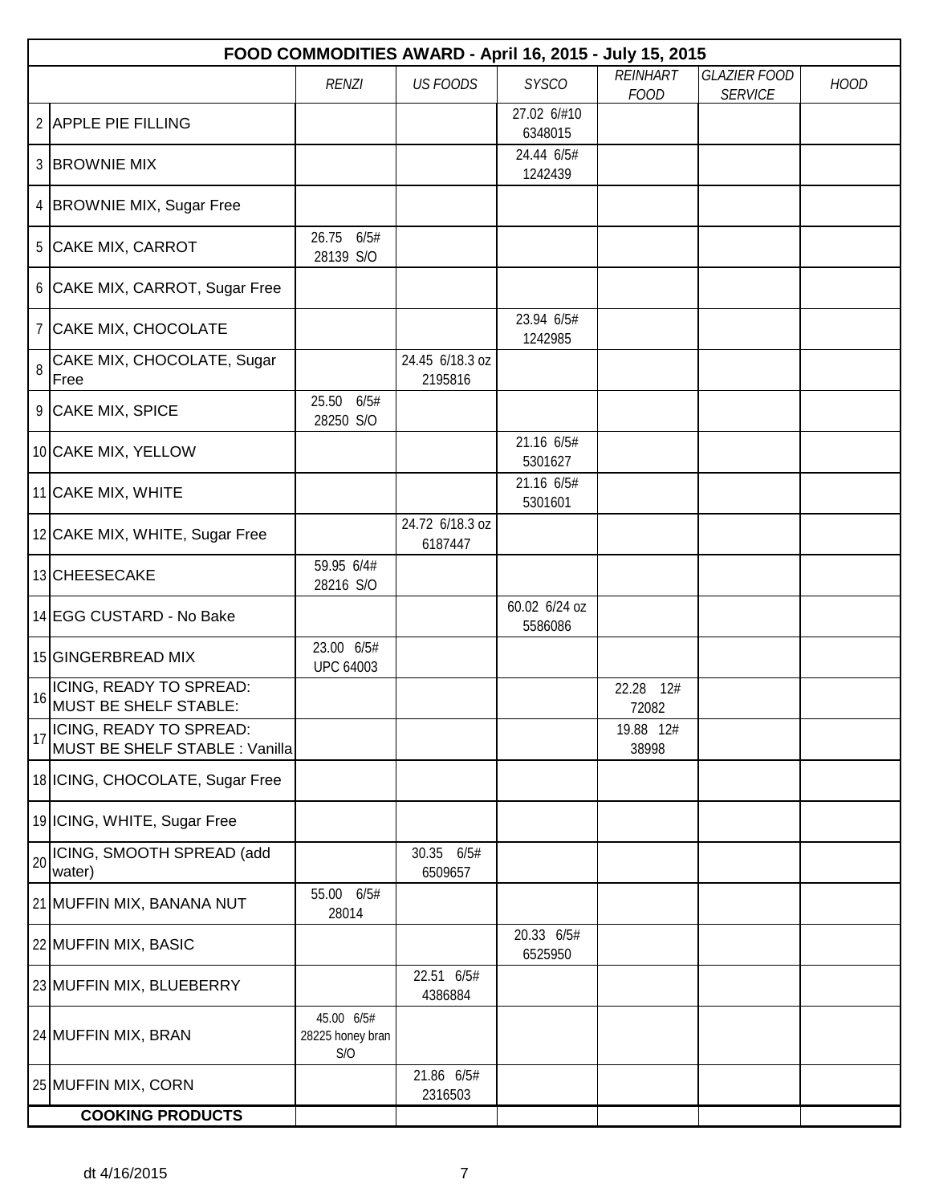| FOOD COMMODITIES AWARD - April 16, 2015 - July 15, 2015 | | | | | | | |
|---|---|---|---|---|---|---|---|
| | | RENZI | US FOODS | SYSCO | REINHART FOOD | GLAZIER FOOD SERVICE | HOOD |
| 2 | APPLE PIE FILLING | | | 27.02 6/#10 6348015 | | | |
| 3 | BROWNIE MIX | | | 24.44 6/5# 1242439 | | | |
| 4 | BROWNIE MIX, Sugar Free | | | | | | |
| 5 | CAKE MIX, CARROT | 26.75 6/5# 28139 S/O | | | | | |
| 6 | CAKE MIX, CARROT, Sugar Free | | | | | | |
| 7 | CAKE MIX, CHOCOLATE | | | 23.94 6/5# 1242985 | | | |
| 8 | CAKE MIX, CHOCOLATE, Sugar Free | | 24.45 6/18.3 oz 2195816 | | | | |
| 9 | CAKE MIX, SPICE | 25.50 6/5# 28250 S/O | | | | | |
| 10 | CAKE MIX, YELLOW | | | 21.16 6/5# 5301627 | | | |
| 11 | CAKE MIX, WHITE | | | 21.16 6/5# 5301601 | | | |
| 12 | CAKE MIX, WHITE, Sugar Free | | 24.72 6/18.3 oz 6187447 | | | | |
| 13 | CHEESECAKE | 59.95 6/4# 28216 S/O | | | | | |
| 14 | EGG CUSTARD - No Bake | | | 60.02 6/24 oz 5586086 | | | |
| 15 | GINGERBREAD MIX | 23.00 6/5# UPC 64003 | | | | | |
| 16 | ICING, READY TO SPREAD: MUST BE SHELF STABLE: | | | | 22.28 12# 72082 | | |
| 17 | ICING, READY TO SPREAD: MUST BE SHELF STABLE : Vanilla | | | | 19.88 12# 38998 | | |
| 18 | ICING, CHOCOLATE, Sugar Free | | | | | | |
| 19 | ICING, WHITE, Sugar Free | | | | | | |
| 20 | ICING, SMOOTH SPREAD (add water) | | 30.35 6/5# 6509657 | | | | |
| 21 | MUFFIN MIX, BANANA NUT | 55.00 6/5# 28014 | | | | | |
| 22 | MUFFIN MIX, BASIC | | | 20.33 6/5# 6525950 | | | |
| 23 | MUFFIN MIX, BLUEBERRY | | 22.51 6/5# 4386884 | | | | |
| 24 | MUFFIN MIX, BRAN | 45.00 6/5# 28225 honey bran S/O | | | | | |
| 25 | MUFFIN MIX, CORN | | 21.86 6/5# 2316503 | | | | |
| | **COOKING PRODUCTS** | | | | | | |

dt 4/16/2015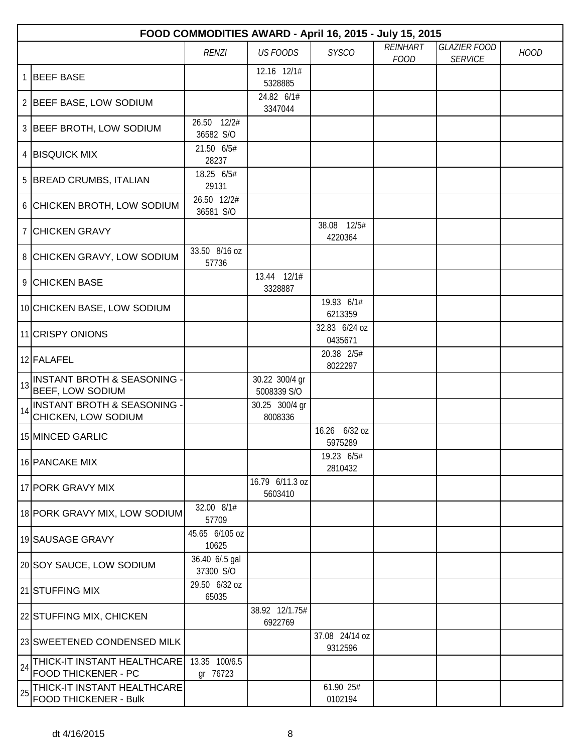| FOOD COMMODITIES AWARD - April 16, 2015 - July 15, 2015 | | | | | | | | |
|---|---|---|---|---|---|---|---|---|
| | | *RENZI* | *US FOODS* | *SYSCO* | *REINHART FOOD* | *GLAZIER FOOD SERVICE* | *HOOD* |
| 1 | BEEF BASE | | 12.16 12/1# 5328885 | | | | |
| 2 | BEEF BASE, LOW SODIUM | | 24.82 6/1# 3347044 | | | | |
| 3 | BEEF BROTH, LOW SODIUM | 26.50 12/2# 36582 S/O | | | | | |
| 4 | BISQUICK MIX | 21.50 6/5# 28237 | | | | | |
| 5 | BREAD CRUMBS, ITALIAN | 18.25 6/5# 29131 | | | | | |
| 6 | CHICKEN BROTH, LOW SODIUM | 26.50 12/2# 36581 S/O | | | | | |
| 7 | CHICKEN GRAVY | | | 38.08 12/5# 4220364 | | | |
| 8 | CHICKEN GRAVY, LOW SODIUM | 33.50 8/16 oz 57736 | | | | | |
| 9 | CHICKEN BASE | | 13.44 12/1# 3328887 | | | | |
| 10 | CHICKEN BASE, LOW SODIUM | | | 19.93 6/1# 6213359 | | | |
| 11 | CRISPY ONIONS | | | 32.83 6/24 oz 0435671 | | | |
| 12 | FALAFEL | | | 20.38 2/5# 8022297 | | | |
| 13 | INSTANT BROTH & SEASONING - BEEF, LOW SODIUM | | 30.22 300/4 gr 5008339 S/O | | | | |
| 14 | INSTANT BROTH & SEASONING - CHICKEN, LOW SODIUM | | 30.25 300/4 gr 8008336 | | | | |
| 15 | MINCED GARLIC | | | 16.26 6/32 oz 5975289 | | | |
| 16 | PANCAKE MIX | | | 19.23 6/5# 2810432 | | | |
| 17 | PORK GRAVY MIX | | 16.79 6/11.3 oz 5603410 | | | | |
| 18 | PORK GRAVY MIX, LOW SODIUM | 32.00 8/1# 57709 | | | | | |
| 19 | SAUSAGE GRAVY | 45.65 6/105 oz 10625 | | | | | |
| 20 | SOY SAUCE, LOW SODIUM | 36.40 6/.5 gal 37300 S/O | | | | | |
| 21 | STUFFING MIX | 29.50 6/32 oz 65035 | | | | | |
| 22 | STUFFING MIX, CHICKEN | | 38.92 12/1.75# 6922769 | | | | |
| 23 | SWEETENED CONDENSED MILK | | | 37.08 24/14 oz 9312596 | | | |
| 24 | THICK-IT INSTANT HEALTHCARE FOOD THICKENER - PC | 13.35 100/6.5 gr 76723 | | | | | |
| 25 | THICK-IT INSTANT HEALTHCARE FOOD THICKENER - Bulk | | | 61.90 25# 0102194 | | | |

dt 4/16/2015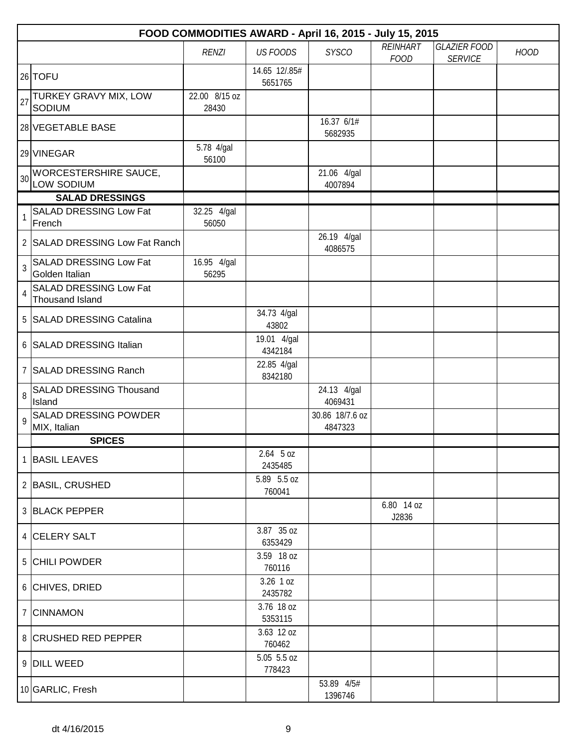| | FOOD COMMODITIES AWARD - April 16, 2015 - July 15, 2015 | | | | | | |
|---|---|---|---|---|---|---|---|
| | | *RENZI* | *US FOODS* | *SYSCO* | *REINHART FOOD* | *GLAZIER FOOD SERVICE* | *HOOD* |
| 26 | TOFU | | 14.65 12/.85# 5651765 | | | | |
| 27 | TURKEY GRAVY MIX, LOW SODIUM | 22.00 8/15 oz 28430 | | | | | |
| 28 | VEGETABLE BASE | | | 16.37 6/1# 5682935 | | | |
| 29 | VINEGAR | 5.78 4/gal 56100 | | | | | |
| 30 | WORCESTERSHIRE SAUCE, LOW SODIUM | | | 21.06 4/gal 4007894 | | | |
| | **SALAD DRESSINGS** | | | | | | |
| 1 | SALAD DRESSING Low Fat French | 32.25 4/gal 56050 | | | | | |
| 2 | SALAD DRESSING Low Fat Ranch | | | 26.19 4/gal 4086575 | | | |
| 3 | SALAD DRESSING Low Fat Golden Italian | 16.95 4/gal 56295 | | | | | |
| 4 | SALAD DRESSING Low Fat Thousand Island | | | | | | |
| 5 | SALAD DRESSING Catalina | | 34.73 4/gal 43802 | | | | |
| 6 | SALAD DRESSING Italian | | 19.01 4/gal 4342184 | | | | |
| 7 | SALAD DRESSING Ranch | | 22.85 4/gal 8342180 | | | | |
| 8 | SALAD DRESSING Thousand Island | | | 24.13 4/gal 4069431 | | | |
| 9 | SALAD DRESSING POWDER MIX, Italian | | | 30.86 18/7.6 oz 4847323 | | | |
| | **SPICES** | | | | | | |
| 1 | BASIL LEAVES | | 2.64 5 oz 2435485 | | | | |
| 2 | BASIL, CRUSHED | | 5.89 5.5 oz 760041 | | | | |
| 3 | BLACK PEPPER | | | | 6.80 14 oz J2836 | | |
| 4 | CELERY SALT | | 3.87 35 oz 6353429 | | | | |
| 5 | CHILI POWDER | | 3.59 18 oz 760116 | | | | |
| 6 | CHIVES, DRIED | | 3.26 1 oz 2435782 | | | | |
| 7 | CINNAMON | | 3.76 18 oz 5353115 | | | | |
| 8 | CRUSHED RED PEPPER | | 3.63 12 oz 760462 | | | | |
| 9 | DILL WEED | | 5.05 5.5 oz 778423 | | | | |
| 10 | GARLIC, Fresh | | | 53.89 4/5# 1396746 | | | |

dt 4/16/2015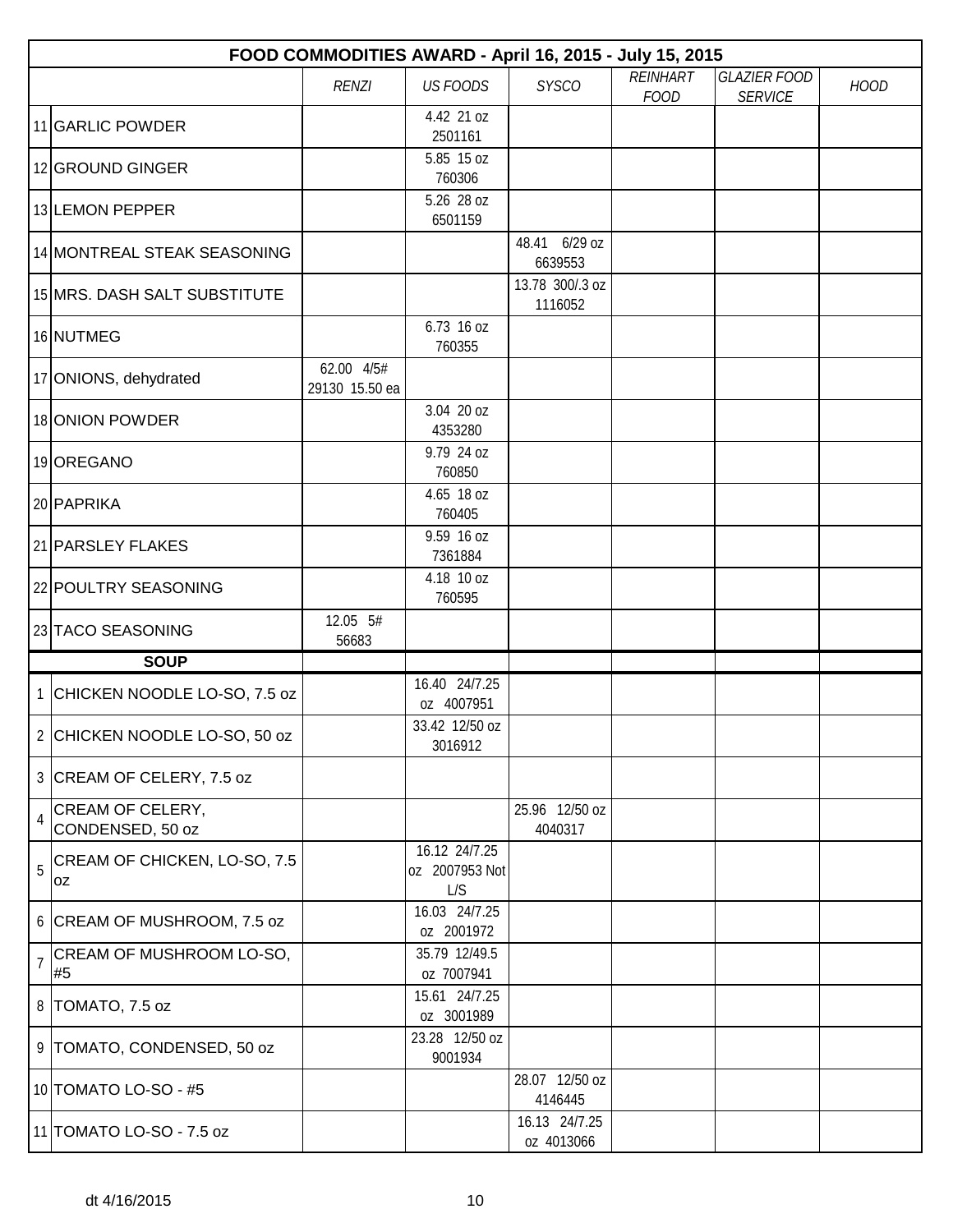| FOOD COMMODITIES AWARD - April 16, 2015 - July 15, 2015 | | | | | | | | |
|---|---|---|---|---|---|---|---|---|
| | | *RENZI* | *US FOODS* | *SYSCO* | *REINHART FOOD* | *GLAZIER FOOD SERVICE* | *HOOD* |
| 11 | GARLIC POWDER | | 4.42 21 oz 2501161 | | | | |
| 12 | GROUND GINGER | | 5.85 15 oz 760306 | | | | |
| 13 | LEMON PEPPER | | 5.26 28 oz 6501159 | | | | |
| 14 | MONTREAL STEAK SEASONING | | | 48.41 6/29 oz 6639553 | | | |
| 15 | MRS. DASH SALT SUBSTITUTE | | | 13.78 300/.3 oz 1116052 | | | |
| 16 | NUTMEG | | 6.73 16 oz 760355 | | | | |
| 17 | ONIONS, dehydrated | 62.00 4/5# 29130 15.50 ea | | | | | |
| 18 | ONION POWDER | | 3.04 20 oz 4353280 | | | | |
| 19 | OREGANO | | 9.79 24 oz 760850 | | | | |
| 20 | PAPRIKA | | 4.65 18 oz 760405 | | | | |
| 21 | PARSLEY FLAKES | | 9.59 16 oz 7361884 | | | | |
| 22 | POULTRY SEASONING | | 4.18 10 oz 760595 | | | | |
| 23 | TACO SEASONING | 12.05 5# 56683 | | | | | |
| | **SOUP** | | | | | | |
| 1 | CHICKEN NOODLE LO-SO, 7.5 oz | | 16.40 24/7.25 oz 4007951 | | | | |
| 2 | CHICKEN NOODLE LO-SO, 50 oz | | 33.42 12/50 oz 3016912 | | | | |
| 3 | CREAM OF CELERY, 7.5 oz | | | | | | |
| 4 | CREAM OF CELERY, CONDENSED, 50 oz | | | 25.96 12/50 oz 4040317 | | | |
| 5 | CREAM OF CHICKEN, LO-SO, 7.5 oz | | 16.12 24/7.25 oz 2007953 Not L/S | | | | |
| 6 | CREAM OF MUSHROOM, 7.5 oz | | 16.03 24/7.25 oz 2001972 | | | | |
| 7 | CREAM OF MUSHROOM LO-SO, #5 | | 35.79 12/49.5 oz 7007941 | | | | |
| 8 | TOMATO, 7.5 oz | | 15.61 24/7.25 oz 3001989 | | | | |
| 9 | TOMATO, CONDENSED, 50 oz | | 23.28 12/50 oz 9001934 | | | | |
| 10 | TOMATO LO-SO - #5 | | | 28.07 12/50 oz 4146445 | | | |
| 11 | TOMATO LO-SO - 7.5 oz | | | 16.13 24/7.25 oz 4013066 | | | |

dt 4/16/2015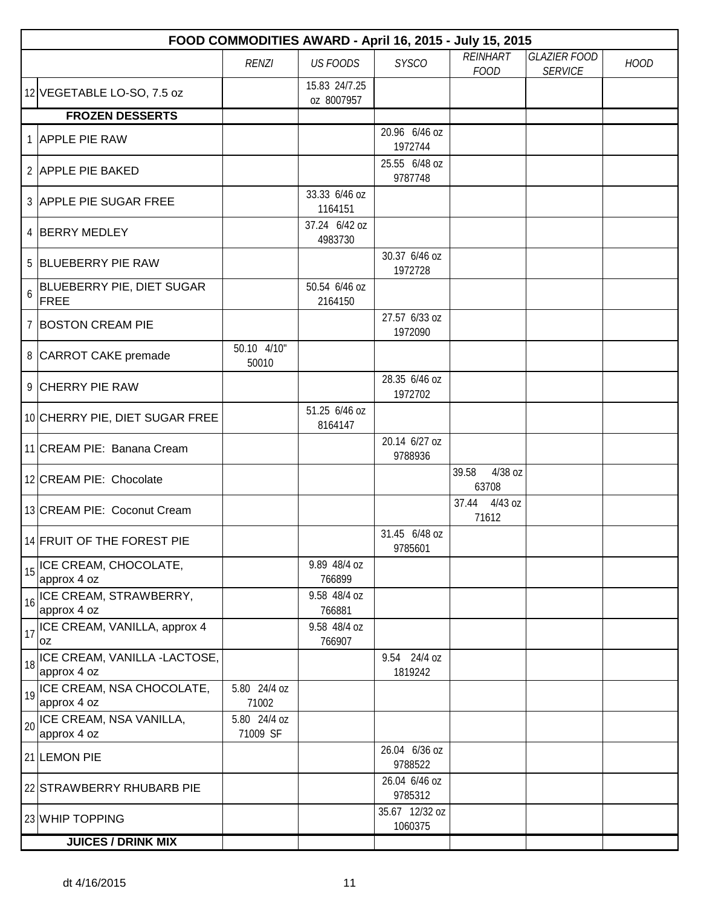| FOOD COMMODITIES AWARD - April 16, 2015 - July 15, 2015 | | | | | | | |
|---|---|---|---|---|---|---|---|
| | | *RENZI* | *US FOODS* | *SYSCO* | *REINHART FOOD* | *GLAZIER FOOD SERVICE* | *HOOD* |
| 12 | VEGETABLE LO-SO, 7.5 oz | | 15.83 24/7.25 oz 8007957 | | | | |
| | **FROZEN DESSERTS** | | | | | | |
| 1 | APPLE PIE RAW | | | 20.96 6/46 oz 1972744 | | | |
| 2 | APPLE PIE BAKED | | | 25.55 6/48 oz 9787748 | | | |
| 3 | APPLE PIE SUGAR FREE | | 33.33 6/46 oz 1164151 | | | | |
| 4 | BERRY MEDLEY | | 37.24 6/42 oz 4983730 | | | | |
| 5 | BLUEBERRY PIE RAW | | | 30.37 6/46 oz 1972728 | | | |
| 6 | BLUEBERRY PIE, DIET SUGAR FREE | | 50.54 6/46 oz 2164150 | | | | |
| 7 | BOSTON CREAM PIE | | | 27.57 6/33 oz 1972090 | | | |
| 8 | CARROT CAKE premade | 50.10 4/10" 50010 | | | | | |
| 9 | CHERRY PIE RAW | | | 28.35 6/46 oz 1972702 | | | |
| 10 | CHERRY PIE, DIET SUGAR FREE | | 51.25 6/46 oz 8164147 | | | | |
| 11 | CREAM PIE: Banana Cream | | | 20.14 6/27 oz 9788936 | | | |
| 12 | CREAM PIE: Chocolate | | | | 39.58 4/38 oz 63708 | | |
| 13 | CREAM PIE: Coconut Cream | | | | 37.44 4/43 oz 71612 | | |
| 14 | FRUIT OF THE FOREST PIE | | | 31.45 6/48 oz 9785601 | | | |
| 15 | ICE CREAM, CHOCOLATE, approx 4 oz | | 9.89 48/4 oz 766899 | | | | |
| 16 | ICE CREAM, STRAWBERRY, approx 4 oz | | 9.58 48/4 oz 766881 | | | | |
| 17 | ICE CREAM, VANILLA, approx 4 oz | | 9.58 48/4 oz 766907 | | | | |
| 18 | ICE CREAM, VANILLA -LACTOSE, approx 4 oz | | | 9.54 24/4 oz 1819242 | | | |
| 19 | ICE CREAM, NSA CHOCOLATE, approx 4 oz | 5.80 24/4 oz 71002 | | | | | |
| 20 | ICE CREAM, NSA VANILLA, approx 4 oz | 5.80 24/4 oz 71009 SF | | | | | |
| 21 | LEMON PIE | | | 26.04 6/36 oz 9788522 | | | |
| 22 | STRAWBERRY RHUBARB PIE | | | 26.04 6/46 oz 9785312 | | | |
| 23 | WHIP TOPPING | | | 35.67 12/32 oz 1060375 | | | |
| | **JUICES / DRINK MIX** | | | | | | |

dt 4/16/2015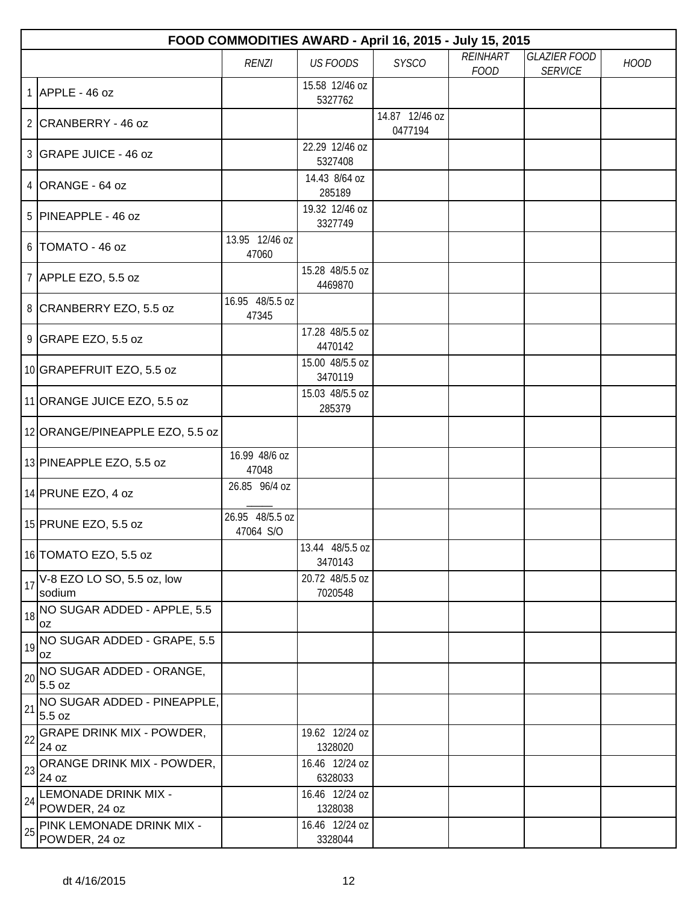| FOOD COMMODITIES AWARD - April 16, 2015 - July 15, 2015 | | | | | | | | |
|---|---|---|---|---|---|---|---|---|
| | | *RENZI* | *US FOODS* | *SYSCO* | *REINHART FOOD* | *GLAZIER FOOD SERVICE* | *HOOD* |
| 1 | APPLE - 46 oz | | 15.58 12/46 oz 5327762 | | | | |
| 2 | CRANBERRY - 46 oz | | | 14.87 12/46 oz 0477194 | | | |
| 3 | GRAPE JUICE - 46 oz | | 22.29 12/46 oz 5327408 | | | | |
| 4 | ORANGE - 64 oz | | 14.43 8/64 oz 285189 | | | | |
| 5 | PINEAPPLE - 46 oz | | 19.32 12/46 oz 3327749 | | | | |
| 6 | TOMATO - 46 oz | 13.95 12/46 oz 47060 | | | | | |
| 7 | APPLE EZO, 5.5 oz | | 15.28 48/5.5 oz 4469870 | | | | |
| 8 | CRANBERRY EZO, 5.5 oz | 16.95 48/5.5 oz 47345 | | | | | |
| 9 | GRAPE EZO, 5.5 oz | | 17.28 48/5.5 oz 4470142 | | | | |
| 10 | GRAPEFRUIT EZO, 5.5 oz | | 15.00 48/5.5 oz 3470119 | | | | |
| 11 | ORANGE JUICE EZO, 5.5 oz | | 15.03 48/5.5 oz 285379 | | | | |
| 12 | ORANGE/PINEAPPLE EZO, 5.5 oz | | | | | | |
| 13 | PINEAPPLE EZO, 5.5 oz | 16.99 48/6 oz 47048 | | | | | |
| 14 | PRUNE EZO, 4 oz | 26.85 96/4 oz _____ | | | | | |
| 15 | PRUNE EZO, 5.5 oz | 26.95 48/5.5 oz 47064 S/O | | | | | |
| 16 | TOMATO EZO, 5.5 oz | | 13.44 48/5.5 oz 3470143 | | | | |
| 17 | V-8 EZO LO SO, 5.5 oz, low sodium | | 20.72 48/5.5 oz 7020548 | | | | |
| 18 | NO SUGAR ADDED - APPLE, 5.5 oz | | | | | | |
| 19 | NO SUGAR ADDED - GRAPE, 5.5 oz | | | | | | |
| 20 | NO SUGAR ADDED - ORANGE, 5.5 oz | | | | | | |
| 21 | NO SUGAR ADDED - PINEAPPLE, 5.5 oz | | | | | | |
| 22 | GRAPE DRINK MIX - POWDER, 24 oz | | 19.62 12/24 oz 1328020 | | | | |
| 23 | ORANGE DRINK MIX - POWDER, 24 oz | | 16.46 12/24 oz 6328033 | | | | |
| 24 | LEMONADE DRINK MIX - POWDER, 24 oz | | 16.46 12/24 oz 1328038 | | | | |
| 25 | PINK LEMONADE DRINK MIX - POWDER, 24 oz | | 16.46 12/24 oz 3328044 | | | | |

dt 4/16/2015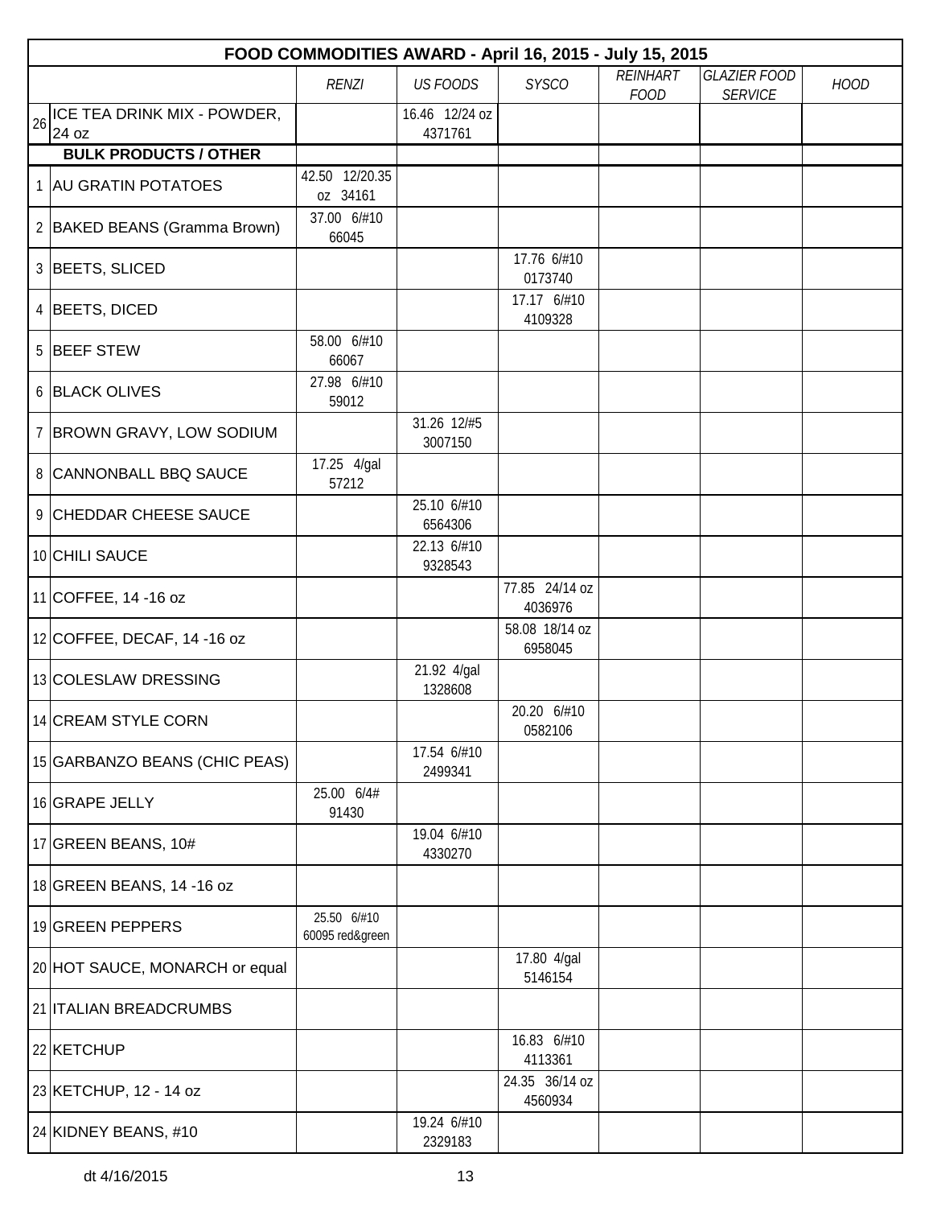| | FOOD COMMODITIES AWARD - April 16, 2015 - July 15, 2015 | | | | | | |
|---|---|---|---|---|---|---|---|
| | | *RENZI* | *US FOODS* | *SYSCO* | *REINHART FOOD* | *GLAZIER FOOD SERVICE* | *HOOD* |
| 26 | ICE TEA DRINK MIX - POWDER, 24 oz | | 16.46 12/24 oz 4371761 | | | | |
| | **BULK PRODUCTS / OTHER** | | | | | | |
| 1 | AU GRATIN POTATOES | 42.50 12/20.35 oz 34161 | | | | | |
| 2 | BAKED BEANS (Gramma Brown) | 37.00 6/#10 66045 | | | | | |
| 3 | BEETS, SLICED | | | 17.76 6/#10 0173740 | | | |
| 4 | BEETS, DICED | | | 17.17 6/#10 4109328 | | | |
| 5 | BEEF STEW | 58.00 6/#10 66067 | | | | | |
| 6 | BLACK OLIVES | 27.98 6/#10 59012 | | | | | |
| 7 | BROWN GRAVY, LOW SODIUM | | 31.26 12/#5 3007150 | | | | |
| 8 | CANNONBALL BBQ SAUCE | 17.25 4/gal 57212 | | | | | |
| 9 | CHEDDAR CHEESE SAUCE | | 25.10 6/#10 6564306 | | | | |
| 10 | CHILI SAUCE | | 22.13 6/#10 9328543 | | | | |
| 11 | COFFEE, 14 -16 oz | | | 77.85 24/14 oz 4036976 | | | |
| 12 | COFFEE, DECAF, 14 -16 oz | | | 58.08 18/14 oz 6958045 | | | |
| 13 | COLESLAW DRESSING | | 21.92 4/gal 1328608 | | | | |
| 14 | CREAM STYLE CORN | | | 20.20 6/#10 0582106 | | | |
| 15 | GARBANZO BEANS (CHIC PEAS) | | 17.54 6/#10 2499341 | | | | |
| 16 | GRAPE JELLY | 25.00 6/4# 91430 | | | | | |
| 17 | GREEN BEANS, 10# | | 19.04 6/#10 4330270 | | | | |
| 18 | GREEN BEANS, 14 -16 oz | | | | | | |
| 19 | GREEN PEPPERS | 25.50 6/#10 60095 red&green | | | | | |
| 20 | HOT SAUCE, MONARCH or equal | | | 17.80 4/gal 5146154 | | | |
| 21 | ITALIAN BREADCRUMBS | | | | | | |
| 22 | KETCHUP | | | 16.83 6/#10 4113361 | | | |
| 23 | KETCHUP, 12 - 14 oz | | | 24.35 36/14 oz 4560934 | | | |
| 24 | KIDNEY BEANS, #10 | | 19.24 6/#10 2329183 | | | | |

dt 4/16/2015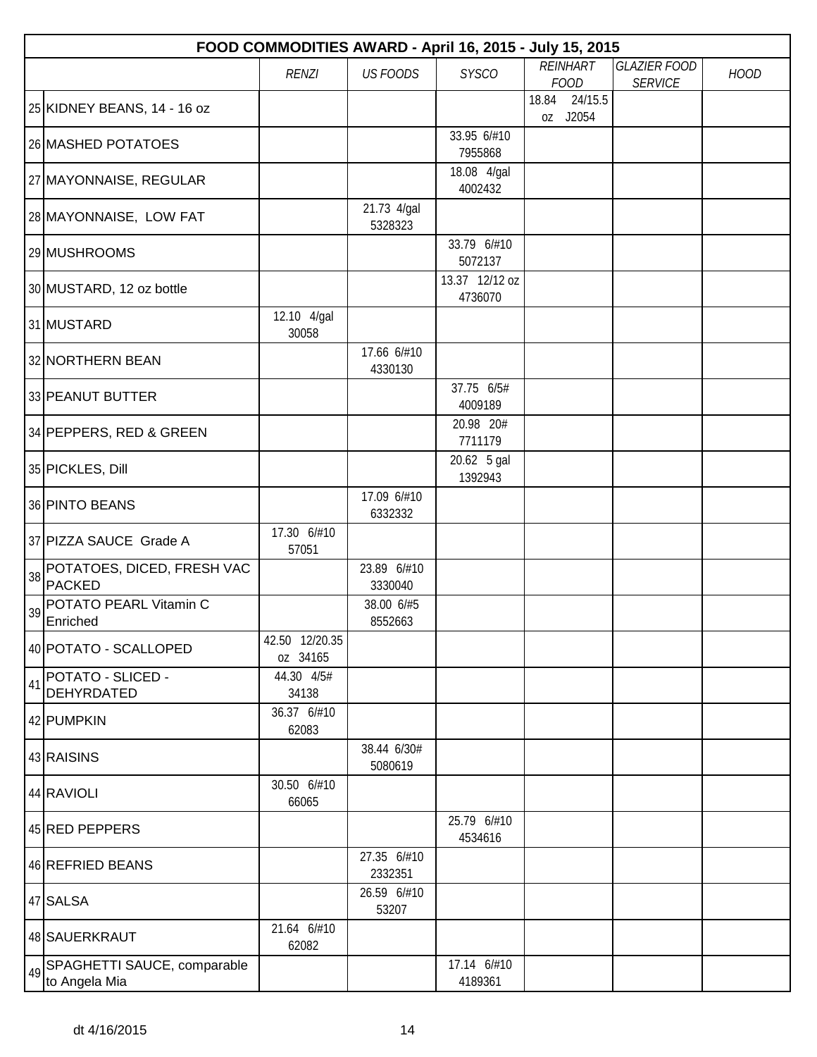| FOOD COMMODITIES AWARD - April 16, 2015 - July 15, 2015 | | | | | | | |
|---|---|---|---|---|---|---|---|
| | | *RENZI* | *US FOODS* | *SYSCO* | *REINHART FOOD* | *GLAZIER FOOD SERVICE* | *HOOD* |
| 25 | KIDNEY BEANS, 14 - 16 oz | | | | 18.84 24/15.5 oz J2054 | | |
| 26 | MASHED POTATOES | | | 33.95 6/#10 7955868 | | | |
| 27 | MAYONNAISE, REGULAR | | | 18.08 4/gal 4002432 | | | |
| 28 | MAYONNAISE, LOW FAT | | 21.73 4/gal 5328323 | | | | |
| 29 | MUSHROOMS | | | 33.79 6/#10 5072137 | | | |
| 30 | MUSTARD, 12 oz bottle | | | 13.37 12/12 oz 4736070 | | | |
| 31 | MUSTARD | 12.10 4/gal 30058 | | | | | |
| 32 | NORTHERN BEAN | | 17.66 6/#10 4330130 | | | | |
| 33 | PEANUT BUTTER | | | 37.75 6/5# 4009189 | | | |
| 34 | PEPPERS, RED & GREEN | | | 20.98 20# 7711179 | | | |
| 35 | PICKLES, Dill | | | 20.62 5 gal 1392943 | | | |
| 36 | PINTO BEANS | | 17.09 6/#10 6332332 | | | | |
| 37 | PIZZA SAUCE Grade A | 17.30 6/#10 57051 | | | | | |
| 38 | POTATOES, DICED, FRESH VAC PACKED | | 23.89 6/#10 3330040 | | | | |
| 39 | POTATO PEARL Vitamin C Enriched | | 38.00 6/#5 8552663 | | | | |
| 40 | POTATO - SCALLOPED | 42.50 12/20.35 oz 34165 | | | | | |
| 41 | POTATO - SLICED - DEHYRDATED | 44.30 4/5# 34138 | | | | | |
| 42 | PUMPKIN | 36.37 6/#10 62083 | | | | | |
| 43 | RAISINS | | 38.44 6/30# 5080619 | | | | |
| 44 | RAVIOLI | 30.50 6/#10 66065 | | | | | |
| 45 | RED PEPPERS | | | 25.79 6/#10 4534616 | | | |
| 46 | REFRIED BEANS | | 27.35 6/#10 2332351 | | | | |
| 47 | SALSA | | 26.59 6/#10 53207 | | | | |
| 48 | SAUERKRAUT | 21.64 6/#10 62082 | | | | | |
| 49 | SPAGHETTI SAUCE, comparable to Angela Mia | | | 17.14 6/#10 4189361 | | | |

dt 4/16/2015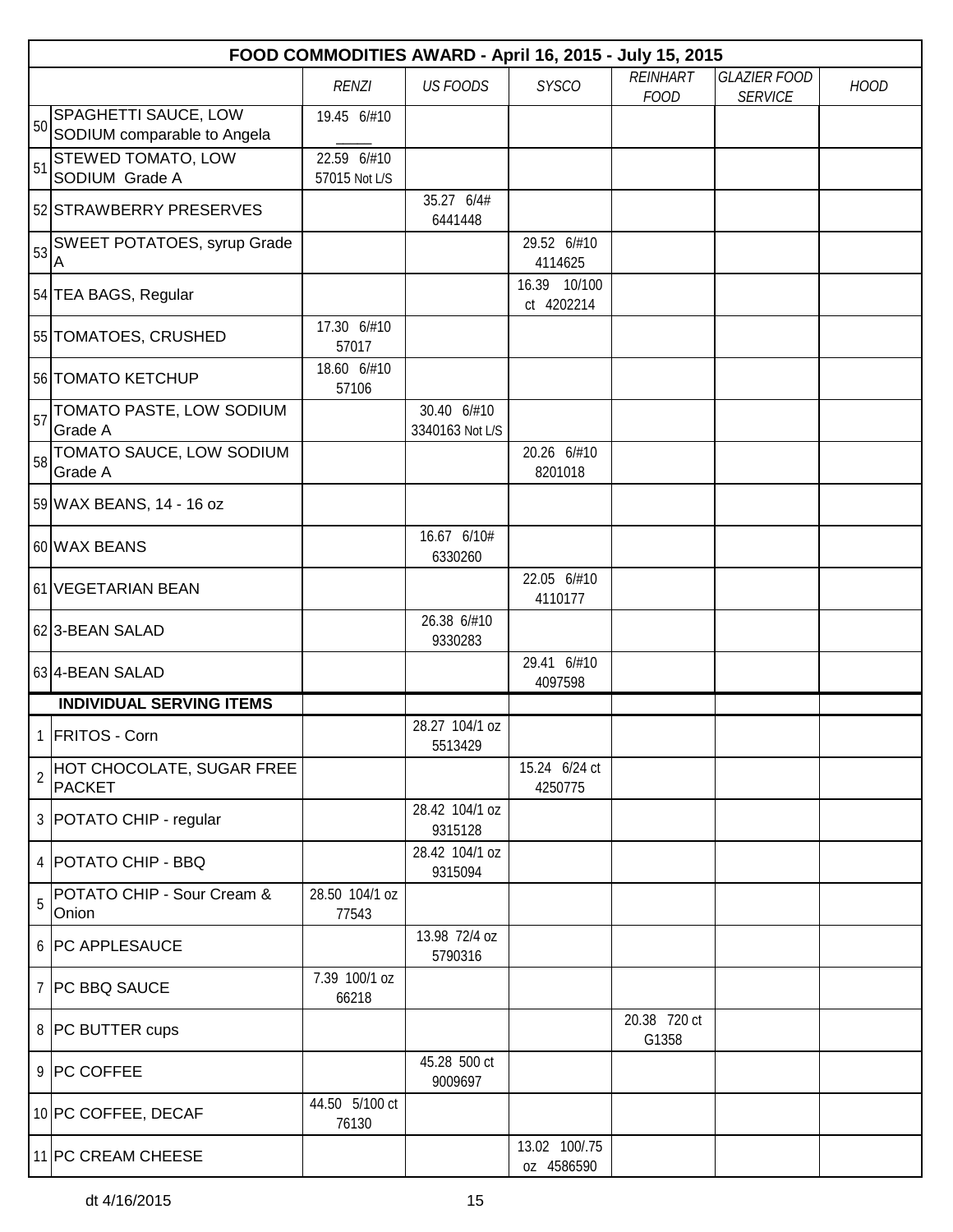| | FOOD COMMODITIES AWARD - April 16, 2015 - July 15, 2015 | | | | | | |
|---|---|---|---|---|---|---|---|
| | | *RENZI* | *US FOODS* | *SYSCO* | *REINHART FOOD* | *GLAZIER FOOD SERVICE* | *HOOD* |
| 50 | SPAGHETTI SAUCE, LOW SODIUM comparable to Angela | 19.45 6/#10 _____ | | | | | |
| 51 | STEWED TOMATO, LOW SODIUM Grade A | 22.59 6/#10 57015 Not L/S | | | | | |
| 52 | STRAWBERRY PRESERVES | | 35.27 6/4# 6441448 | | | | |
| 53 | SWEET POTATOES, syrup Grade A | | | 29.52 6/#10 4114625 | | | |
| 54 | TEA BAGS, Regular | | | 16.39 10/100 ct 4202214 | | | |
| 55 | TOMATOES, CRUSHED | 17.30 6/#10 57017 | | | | | |
| 56 | TOMATO KETCHUP | 18.60 6/#10 57106 | | | | | |
| 57 | TOMATO PASTE, LOW SODIUM Grade A | | 30.40 6/#10 3340163 Not L/S | | | | |
| 58 | TOMATO SAUCE, LOW SODIUM Grade A | | | 20.26 6/#10 8201018 | | | |
| 59 | WAX BEANS, 14 - 16 oz | | | | | | |
| 60 | WAX BEANS | | 16.67 6/10# 6330260 | | | | |
| 61 | VEGETARIAN BEAN | | | 22.05 6/#10 4110177 | | | |
| 62 | 3-BEAN SALAD | | 26.38 6/#10 9330283 | | | | |
| 63 | 4-BEAN SALAD | | | 29.41 6/#10 4097598 | | | |
| | **INDIVIDUAL SERVING ITEMS** | | | | | | |
| 1 | FRITOS - Corn | | 28.27 104/1 oz 5513429 | | | | |
| 2 | HOT CHOCOLATE, SUGAR FREE PACKET | | | 15.24 6/24 ct 4250775 | | | |
| 3 | POTATO CHIP - regular | | 28.42 104/1 oz 9315128 | | | | |
| 4 | POTATO CHIP - BBQ | | 28.42 104/1 oz 9315094 | | | | |
| 5 | POTATO CHIP - Sour Cream & Onion | 28.50 104/1 oz 77543 | | | | | |
| 6 | PC APPLESAUCE | | 13.98 72/4 oz 5790316 | | | | |
| 7 | PC BBQ SAUCE | 7.39 100/1 oz 66218 | | | | | |
| 8 | PC BUTTER cups | | | | 20.38 720 ct G1358 | | |
| 9 | PC COFFEE | | 45.28 500 ct 9009697 | | | | |
| 10 | PC COFFEE, DECAF | 44.50 5/100 ct 76130 | | | | | |
| 11 | PC CREAM CHEESE | | | 13.02 100/.75 oz 4586590 | | | |

dt 4/16/2015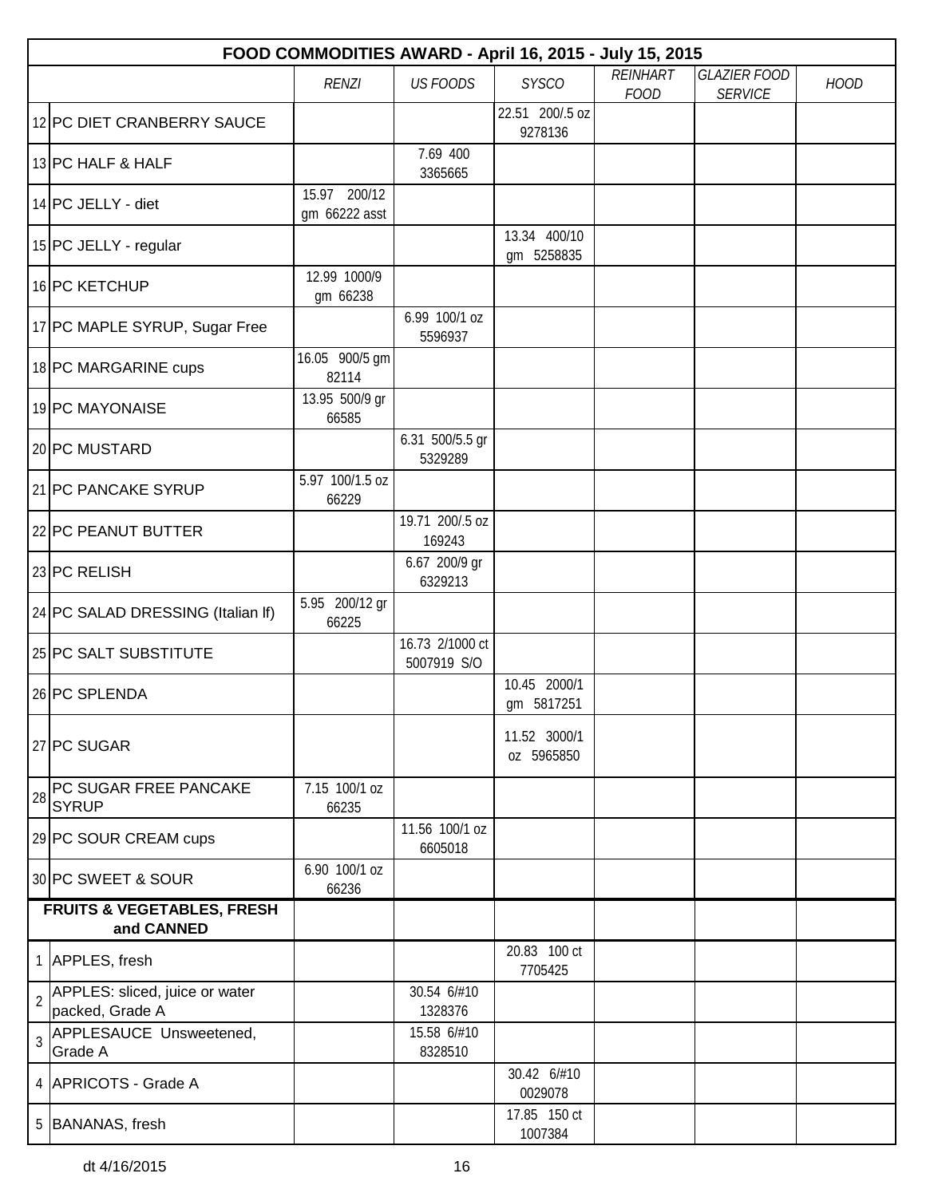| FOOD COMMODITIES AWARD - April 16, 2015 - July 15, 2015 | | | | | | | |
|---|---|---|---|---|---|---|---|
| | | *RENZI* | *US FOODS* | *SYSCO* | *REINHART FOOD* | *GLAZIER FOOD SERVICE* | *HOOD* |
| 12 | PC DIET CRANBERRY SAUCE | | | 22.51 200/.5 oz 9278136 | | | |
| 13 | PC HALF & HALF | | 7.69 400 3365665 | | | | |
| 14 | PC JELLY - diet | 15.97 200/12 gm 66222 asst | | | | | |
| 15 | PC JELLY - regular | | | 13.34 400/10 gm 5258835 | | | |
| 16 | PC KETCHUP | 12.99 1000/9 gm 66238 | | | | | |
| 17 | PC MAPLE SYRUP, Sugar Free | | 6.99 100/1 oz 5596937 | | | | |
| 18 | PC MARGARINE cups | 16.05 900/5 gm 82114 | | | | | |
| 19 | PC MAYONAISE | 13.95 500/9 gr 66585 | | | | | |
| 20 | PC MUSTARD | | 6.31 500/5.5 gr 5329289 | | | | |
| 21 | PC PANCAKE SYRUP | 5.97 100/1.5 oz 66229 | | | | | |
| 22 | PC PEANUT BUTTER | | 19.71 200/.5 oz 169243 | | | | |
| 23 | PC RELISH | | 6.67 200/9 gr 6329213 | | | | |
| 24 | PC SALAD DRESSING (Italian lf) | 5.95 200/12 gr 66225 | | | | | |
| 25 | PC SALT SUBSTITUTE | | 16.73 2/1000 ct 5007919 S/O | | | | |
| 26 | PC SPLENDA | | | 10.45 2000/1 gm 5817251 | | | |
| 27 | PC SUGAR | | | 11.52 3000/1 oz 5965850 | | | |
| 28 | PC SUGAR FREE PANCAKE SYRUP | 7.15 100/1 oz 66235 | | | | | |
| 29 | PC SOUR CREAM cups | | 11.56 100/1 oz 6605018 | | | | |
| 30 | PC SWEET & SOUR | 6.90 100/1 oz 66236 | | | | | |
| | **FRUITS & VEGETABLES, FRESH and CANNED** | | | | | | |
| 1 | APPLES, fresh | | | 20.83 100 ct 7705425 | | | |
| 2 | APPLES: sliced, juice or water packed, Grade A | | 30.54 6/#10 1328376 | | | | |
| 3 | APPLESAUCE Unsweetened, Grade A | | 15.58 6/#10 8328510 | | | | |
| 4 | APRICOTS - Grade A | | | 30.42 6/#10 0029078 | | | |
| 5 | BANANAS, fresh | | | 17.85 150 ct 1007384 | | | |

dt 4/16/2015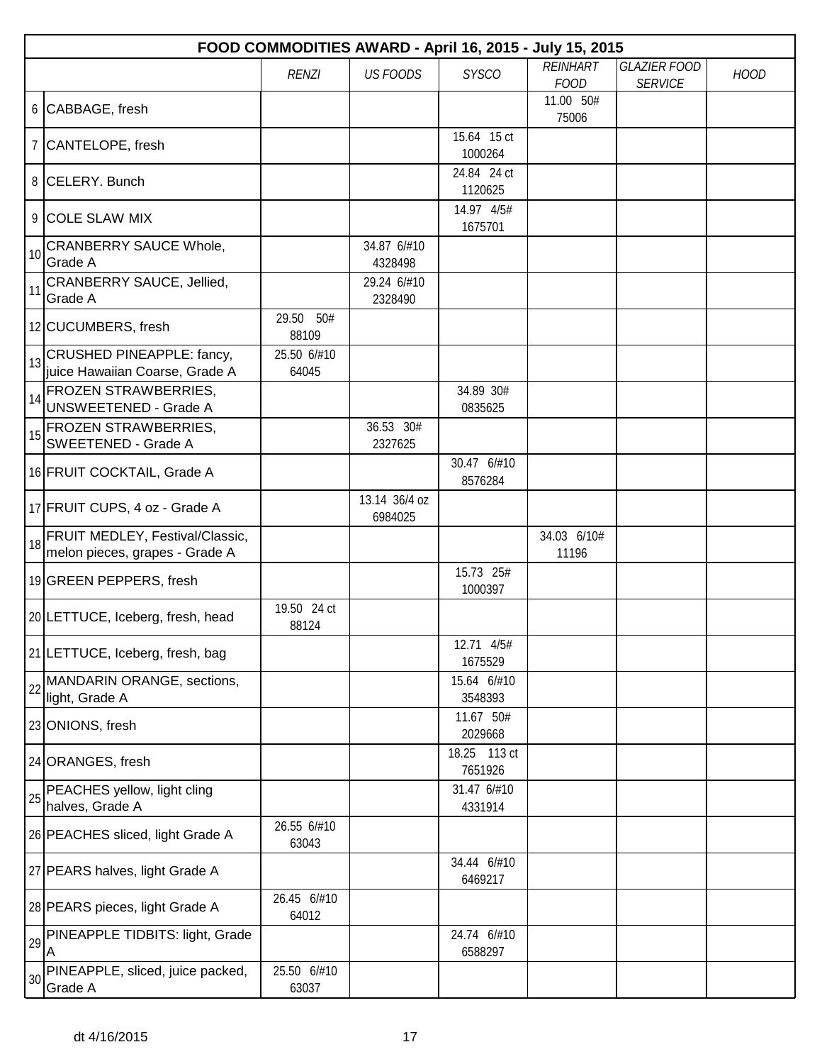| FOOD COMMODITIES AWARD - April 16, 2015 - July 15, 2015 | | | | | | | |
|---|---|---|---|---|---|---|---|
| | | RENZI | US FOODS | SYSCO | REINHART FOOD | GLAZIER FOOD SERVICE | HOOD |
| 6 | CABBAGE, fresh | | | | 11.00 50# 75006 | | |
| 7 | CANTELOPE, fresh | | | 15.64 15 ct 1000264 | | | |
| 8 | CELERY. Bunch | | | 24.84 24 ct 1120625 | | | |
| 9 | COLE SLAW MIX | | | 14.97 4/5# 1675701 | | | |
| 10 | CRANBERRY SAUCE Whole, Grade A | | 34.87 6/#10 4328498 | | | | |
| 11 | CRANBERRY SAUCE, Jellied, Grade A | | 29.24 6/#10 2328490 | | | | |
| 12 | CUCUMBERS, fresh | 29.50 50# 88109 | | | | | |
| 13 | CRUSHED PINEAPPLE: fancy, juice Hawaiian Coarse, Grade A | 25.50 6/#10 64045 | | | | | |
| 14 | FROZEN STRAWBERRIES, UNSWEETENED - Grade A | | | 34.89 30# 0835625 | | | |
| 15 | FROZEN STRAWBERRIES, SWEETENED - Grade A | | 36.53 30# 2327625 | | | | |
| 16 | FRUIT COCKTAIL, Grade A | | | 30.47 6/#10 8576284 | | | |
| 17 | FRUIT CUPS, 4 oz - Grade A | | 13.14 36/4 oz 6984025 | | | | |
| 18 | FRUIT MEDLEY, Festival/Classic, melon pieces, grapes - Grade A | | | | 34.03 6/10# 11196 | | |
| 19 | GREEN PEPPERS, fresh | | | 15.73 25# 1000397 | | | |
| 20 | LETTUCE, Iceberg, fresh, head | 19.50 24 ct 88124 | | | | | |
| 21 | LETTUCE, Iceberg, fresh, bag | | | 12.71 4/5# 1675529 | | | |
| 22 | MANDARIN ORANGE, sections, light, Grade A | | | 15.64 6/#10 3548393 | | | |
| 23 | ONIONS, fresh | | | 11.67 50# 2029668 | | | |
| 24 | ORANGES, fresh | | | 18.25 113 ct 7651926 | | | |
| 25 | PEACHES yellow, light cling halves, Grade A | | | 31.47 6/#10 4331914 | | | |
| 26 | PEACHES sliced, light Grade A | 26.55 6/#10 63043 | | | | | |
| 27 | PEARS halves, light Grade A | | | 34.44 6/#10 6469217 | | | |
| 28 | PEARS pieces, light Grade A | 26.45 6/#10 64012 | | | | | |
| 29 | PINEAPPLE TIDBITS: light, Grade A | | | 24.74 6/#10 6588297 | | | |
| 30 | PINEAPPLE, sliced, juice packed, Grade A | 25.50 6/#10 63037 | | | | | |

dt 4/16/2015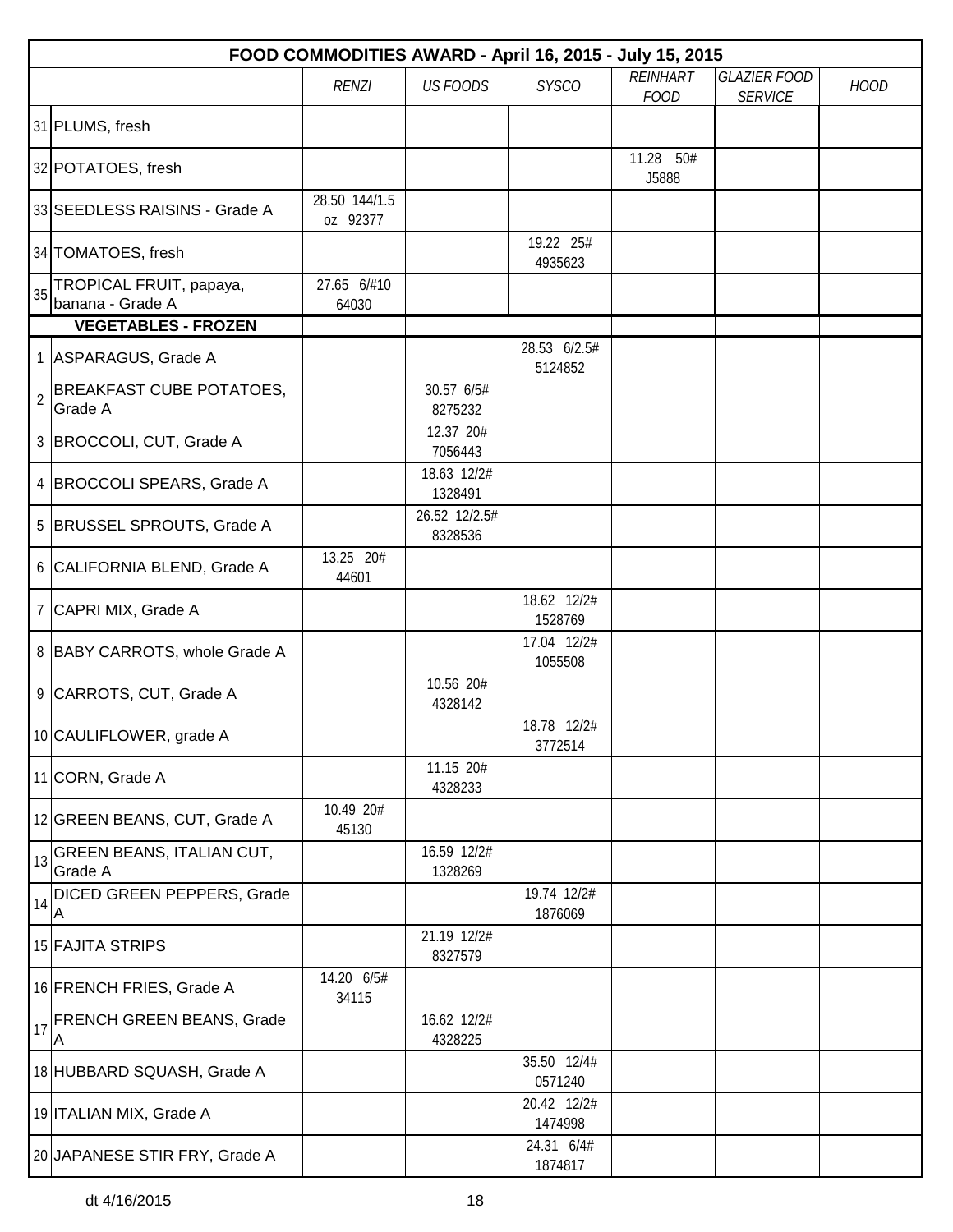| FOOD COMMODITIES AWARD - April 16, 2015 - July 15, 2015 | | | | | | | |
|---|---|---|---|---|---|---|---|
| | | *RENZI* | *US FOODS* | *SYSCO* | *REINHART FOOD* | *GLAZIER FOOD SERVICE* | *HOOD* |
| 31 | PLUMS, fresh | | | | | | |
| 32 | POTATOES, fresh | | | | 11.28 50# J5888 | | |
| 33 | SEEDLESS RAISINS - Grade A | 28.50 144/1.5 oz 92377 | | | | | |
| 34 | TOMATOES, fresh | | | 19.22 25# 4935623 | | | |
| 35 | TROPICAL FRUIT, papaya, banana - Grade A | 27.65 6/#10 64030 | | | | | |
| | **VEGETABLES - FROZEN** | | | | | | |
| 1 | ASPARAGUS, Grade A | | | 28.53 6/2.5# 5124852 | | | |
| 2 | BREAKFAST CUBE POTATOES, Grade A | | 30.57 6/5# 8275232 | | | | |
| 3 | BROCCOLI, CUT, Grade A | | 12.37 20# 7056443 | | | | |
| 4 | BROCCOLI SPEARS, Grade A | | 18.63 12/2# 1328491 | | | | |
| 5 | BRUSSEL SPROUTS, Grade A | | 26.52 12/2.5# 8328536 | | | | |
| 6 | CALIFORNIA BLEND, Grade A | 13.25 20# 44601 | | | | | |
| 7 | CAPRI MIX, Grade A | | | 18.62 12/2# 1528769 | | | |
| 8 | BABY CARROTS, whole Grade A | | | 17.04 12/2# 1055508 | | | |
| 9 | CARROTS, CUT, Grade A | | 10.56 20# 4328142 | | | | |
| 10 | CAULIFLOWER, grade A | | | 18.78 12/2# 3772514 | | | |
| 11 | CORN, Grade A | | 11.15 20# 4328233 | | | | |
| 12 | GREEN BEANS, CUT, Grade A | 10.49 20# 45130 | | | | | |
| 13 | GREEN BEANS, ITALIAN CUT, Grade A | | 16.59 12/2# 1328269 | | | | |
| 14 | DICED GREEN PEPPERS, Grade A | | | 19.74 12/2# 1876069 | | | |
| 15 | FAJITA STRIPS | | 21.19 12/2# 8327579 | | | | |
| 16 | FRENCH FRIES, Grade A | 14.20 6/5# 34115 | | | | | |
| 17 | FRENCH GREEN BEANS, Grade A | | 16.62 12/2# 4328225 | | | | |
| 18 | HUBBARD SQUASH, Grade A | | | 35.50 12/4# 0571240 | | | |
| 19 | ITALIAN MIX, Grade A | | | 20.42 12/2# 1474998 | | | |
| 20 | JAPANESE STIR FRY, Grade A | | | 24.31 6/4# 1874817 | | | |

dt 4/16/2015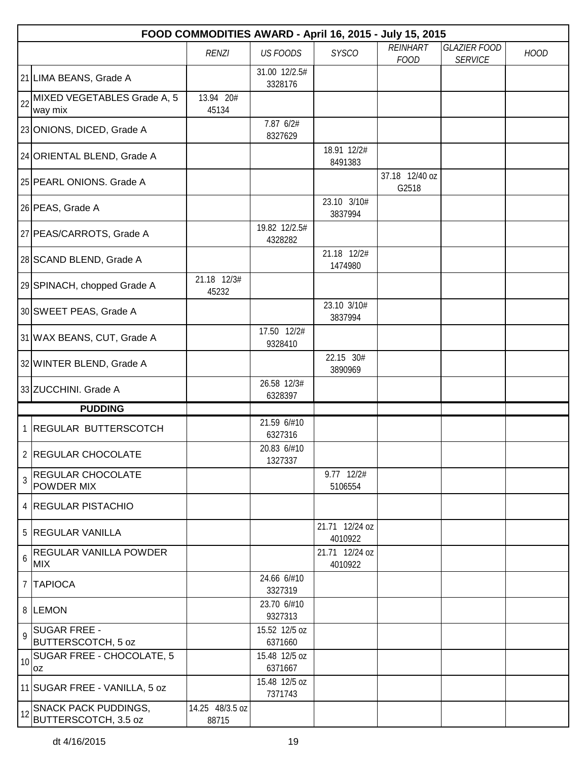## FOOD COMMODITIES AWARD - April 16, 2015 - July 15, 2015

| | | RENZI | US FOODS | SYSCO | REINHART FOOD | GLAZIER FOOD SERVICE | HOOD |
|---|---|---|---|---|---|---|---|
| 21 | LIMA BEANS, Grade A | | 31.00 12/2.5# 3328176 | | | | |
| 22 | MIXED VEGETABLES Grade A, 5 way mix | 13.94 20# 45134 | | | | | |
| 23 | ONIONS, DICED, Grade A | | 7.87 6/2# 8327629 | | | | |
| 24 | ORIENTAL BLEND, Grade A | | | 18.91 12/2# 8491383 | | | |
| 25 | PEARL ONIONS. Grade A | | | | 37.18 12/40 oz G2518 | | |
| 26 | PEAS, Grade A | | | 23.10 3/10# 3837994 | | | |
| 27 | PEAS/CARROTS, Grade A | | 19.82 12/2.5# 4328282 | | | | |
| 28 | SCAND BLEND, Grade A | | | 21.18 12/2# 1474980 | | | |
| 29 | SPINACH, chopped Grade A | 21.18 12/3# 45232 | | | | | |
| 30 | SWEET PEAS, Grade A | | | 23.10 3/10# 3837994 | | | |
| 31 | WAX BEANS, CUT, Grade A | | 17.50 12/2# 9328410 | | | | |
| 32 | WINTER BLEND, Grade A | | | 22.15 30# 3890969 | | | |
| 33 | ZUCCHINI. Grade A | | 26.58 12/3# 6328397 | | | | |
| | **PUDDING** | | | | | | |
| 1 | REGULAR BUTTERSCOTCH | | 21.59 6/#10 6327316 | | | | |
| 2 | REGULAR CHOCOLATE | | 20.83 6/#10 1327337 | | | | |
| 3 | REGULAR CHOCOLATE POWDER MIX | | | 9.77 12/2# 5106554 | | | |
| 4 | REGULAR PISTACHIO | | | | | | |
| 5 | REGULAR VANILLA | | | 21.71 12/24 oz 4010922 | | | |
| 6 | REGULAR VANILLA POWDER MIX | | | 21.71 12/24 oz 4010922 | | | |
| 7 | TAPIOCA | | 24.66 6/#10 3327319 | | | | |
| 8 | LEMON | | 23.70 6/#10 9327313 | | | | |
| 9 | SUGAR FREE - BUTTERSCOTCH, 5 oz | | 15.52 12/5 oz 6371660 | | | | |
| 10 | SUGAR FREE - CHOCOLATE, 5 oz | | 15.48 12/5 oz 6371667 | | | | |
| 11 | SUGAR FREE - VANILLA, 5 oz | | 15.48 12/5 oz 7371743 | | | | |
| 12 | SNACK PACK PUDDINGS, BUTTERSCOTCH, 3.5 oz | 14.25 48/3.5 oz 88715 | | | | | |

dt 4/16/2015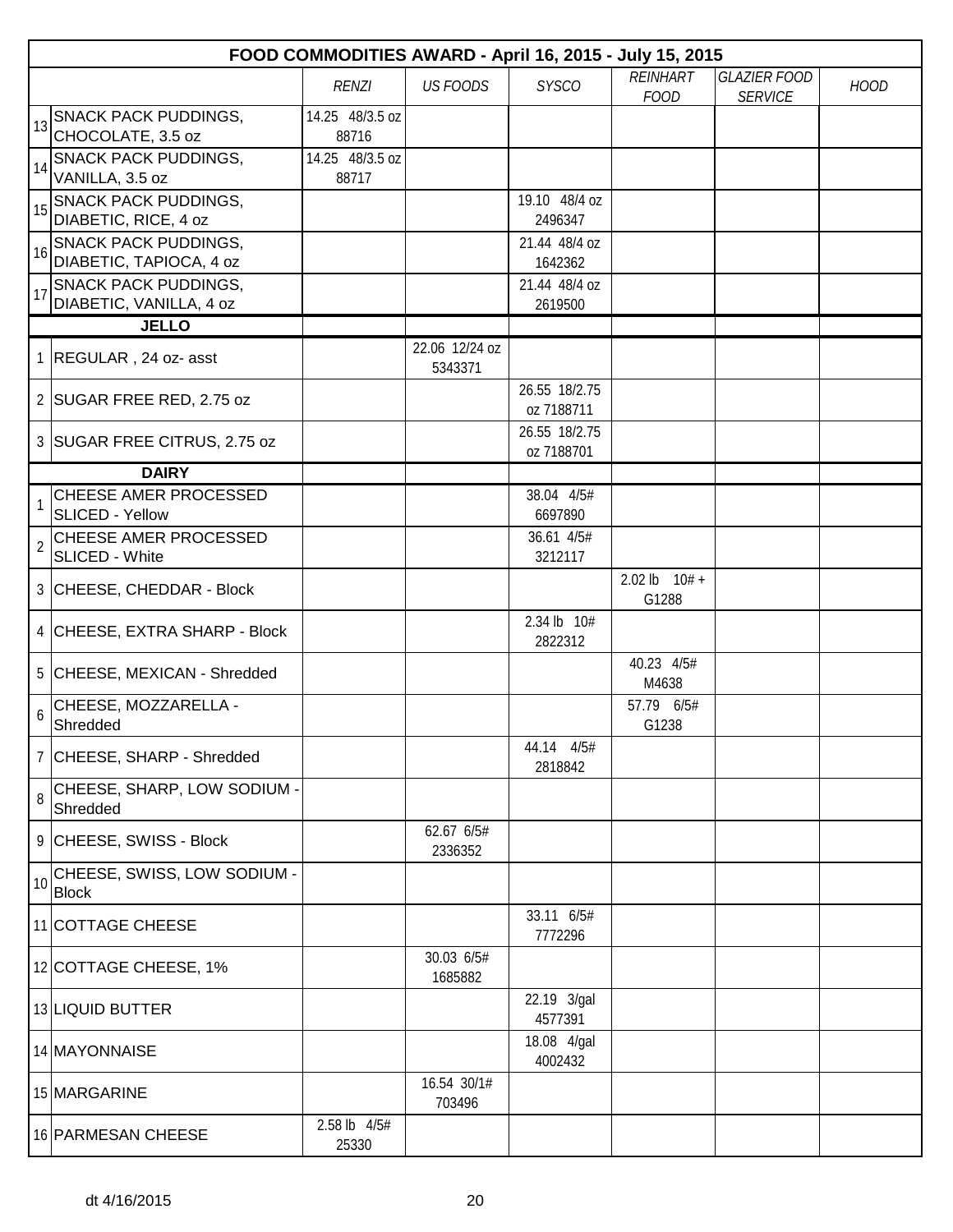| FOOD COMMODITIES AWARD - April 16, 2015 - July 15, 2015 | | | | | | | | |
|---|---|---|---|---|---|---|---|---|
| | | *RENZI* | *US FOODS* | *SYSCO* | *REINHART FOOD* | *GLAZIER FOOD SERVICE* | *HOOD* |
| 13 | SNACK PACK PUDDINGS, CHOCOLATE, 3.5 oz | 14.25 48/3.5 oz 88716 | | | | | |
| 14 | SNACK PACK PUDDINGS, VANILLA, 3.5 oz | 14.25 48/3.5 oz 88717 | | | | | |
| 15 | SNACK PACK PUDDINGS, DIABETIC, RICE, 4 oz | | | 19.10 48/4 oz 2496347 | | | |
| 16 | SNACK PACK PUDDINGS, DIABETIC, TAPIOCA, 4 oz | | | 21.44 48/4 oz 1642362 | | | |
| 17 | SNACK PACK PUDDINGS, DIABETIC, VANILLA, 4 oz | | | 21.44 48/4 oz 2619500 | | | |
| | **JELLO** | | | | | | |
| 1 | REGULAR , 24 oz- asst | | 22.06 12/24 oz 5343371 | | | | |
| 2 | SUGAR FREE RED, 2.75 oz | | | 26.55 18/2.75 oz 7188711 | | | |
| 3 | SUGAR FREE CITRUS, 2.75 oz | | | 26.55 18/2.75 oz 7188701 | | | |
| | **DAIRY** | | | | | | |
| 1 | CHEESE AMER PROCESSED SLICED - Yellow | | | 38.04 4/5# 6697890 | | | |
| 2 | CHEESE AMER PROCESSED SLICED - White | | | 36.61 4/5# 3212117 | | | |
| 3 | CHEESE, CHEDDAR - Block | | | | 2.02 lb 10# + G1288 | | |
| 4 | CHEESE, EXTRA SHARP - Block | | | 2.34 lb 10# 2822312 | | | |
| 5 | CHEESE, MEXICAN - Shredded | | | | 40.23 4/5# M4638 | | |
| 6 | CHEESE, MOZZARELLA - Shredded | | | | 57.79 6/5# G1238 | | |
| 7 | CHEESE, SHARP - Shredded | | | 44.14 4/5# 2818842 | | | |
| 8 | CHEESE, SHARP, LOW SODIUM - Shredded | | | | | | |
| 9 | CHEESE, SWISS - Block | | 62.67 6/5# 2336352 | | | | |
| 10 | CHEESE, SWISS, LOW SODIUM - Block | | | | | | |
| 11 | COTTAGE CHEESE | | | 33.11 6/5# 7772296 | | | |
| 12 | COTTAGE CHEESE, 1% | | 30.03 6/5# 1685882 | | | | |
| 13 | LIQUID BUTTER | | | 22.19 3/gal 4577391 | | | |
| 14 | MAYONNAISE | | | 18.08 4/gal 4002432 | | | |
| 15 | MARGARINE | | 16.54 30/1# 703496 | | | | |
| 16 | PARMESAN CHEESE | 2.58 lb 4/5# 25330 | | | | | |

dt 4/16/2015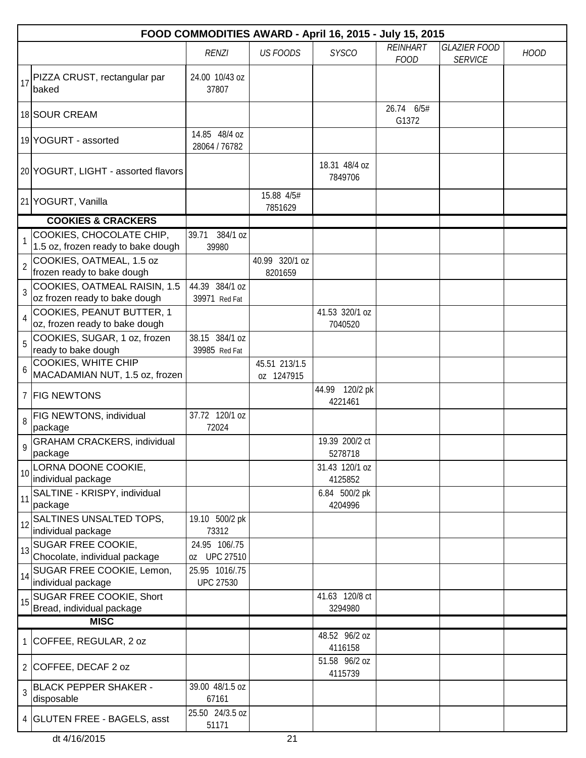| FOOD COMMODITIES AWARD - April 16, 2015 - July 15, 2015 | | | | | | | | |
|---|---|---|---|---|---|---|---|---|
| | | *RENZI* | *US FOODS* | *SYSCO* | *REINHART FOOD* | *GLAZIER FOOD SERVICE* | *HOOD* |
| 17 | PIZZA CRUST, rectangular par baked | 24.00 10/43 oz 37807 | | | | | |
| 18 | SOUR CREAM | | | | 26.74 6/5# G1372 | | |
| 19 | YOGURT - assorted | 14.85 48/4 oz 28064 / 76782 | | | | | |
| 20 | YOGURT, LIGHT - assorted flavors | | | 18.31 48/4 oz 7849706 | | | |
| 21 | YOGURT, Vanilla | | 15.88 4/5# 7851629 | | | | |
| | **COOKIES & CRACKERS** | | | | | | |
| 1 | COOKIES, CHOCOLATE CHIP, 1.5 oz, frozen ready to bake dough | 39.71 384/1 oz 39980 | | | | | |
| 2 | COOKIES, OATMEAL, 1.5 oz frozen ready to bake dough | | 40.99 320/1 oz 8201659 | | | | |
| 3 | COOKIES, OATMEAL RAISIN, 1.5 oz frozen ready to bake dough | 44.39 384/1 oz 39971 Red Fat | | | | | |
| 4 | COOKIES, PEANUT BUTTER, 1 oz, frozen ready to bake dough | | | 41.53 320/1 oz 7040520 | | | |
| 5 | COOKIES, SUGAR, 1 oz, frozen ready to bake dough | 38.15 384/1 oz 39985 Red Fat | | | | | |
| 6 | COOKIES, WHITE CHIP MACADAMIAN NUT, 1.5 oz, frozen | | 45.51 213/1.5 oz 1247915 | | | | |
| 7 | FIG NEWTONS | | | 44.99 120/2 pk 4221461 | | | |
| 8 | FIG NEWTONS, individual package | 37.72 120/1 oz 72024 | | | | | |
| 9 | GRAHAM CRACKERS, individual package | | | 19.39 200/2 ct 5278718 | | | |
| 10 | LORNA DOONE COOKIE, individual package | | | 31.43 120/1 oz 4125852 | | | |
| 11 | SALTINE - KRISPY, individual package | | | 6.84 500/2 pk 4204996 | | | |
| 12 | SALTINES UNSALTED TOPS, individual package | 19.10 500/2 pk 73312 | | | | | |
| 13 | SUGAR FREE COOKIE, Chocolate, individual package | 24.95 106/.75 oz UPC 27510 | | | | | |
| 14 | SUGAR FREE COOKIE, Lemon, individual package | 25.95 1016/.75 UPC 27530 | | | | | |
| 15 | SUGAR FREE COOKIE, Short Bread, individual package | | | 41.63 120/8 ct 3294980 | | | |
| | **MISC** | | | | | | |
| 1 | COFFEE, REGULAR, 2 oz | | | 48.52 96/2 oz 4116158 | | | |
| 2 | COFFEE, DECAF 2 oz | | | 51.58 96/2 oz 4115739 | | | |
| 3 | BLACK PEPPER SHAKER - disposable | 39.00 48/1.5 oz 67161 | | | | | |
| 4 | GLUTEN FREE - BAGELS, asst | 25.50 24/3.5 oz 51171 | | | | | |

dt 4/16/2015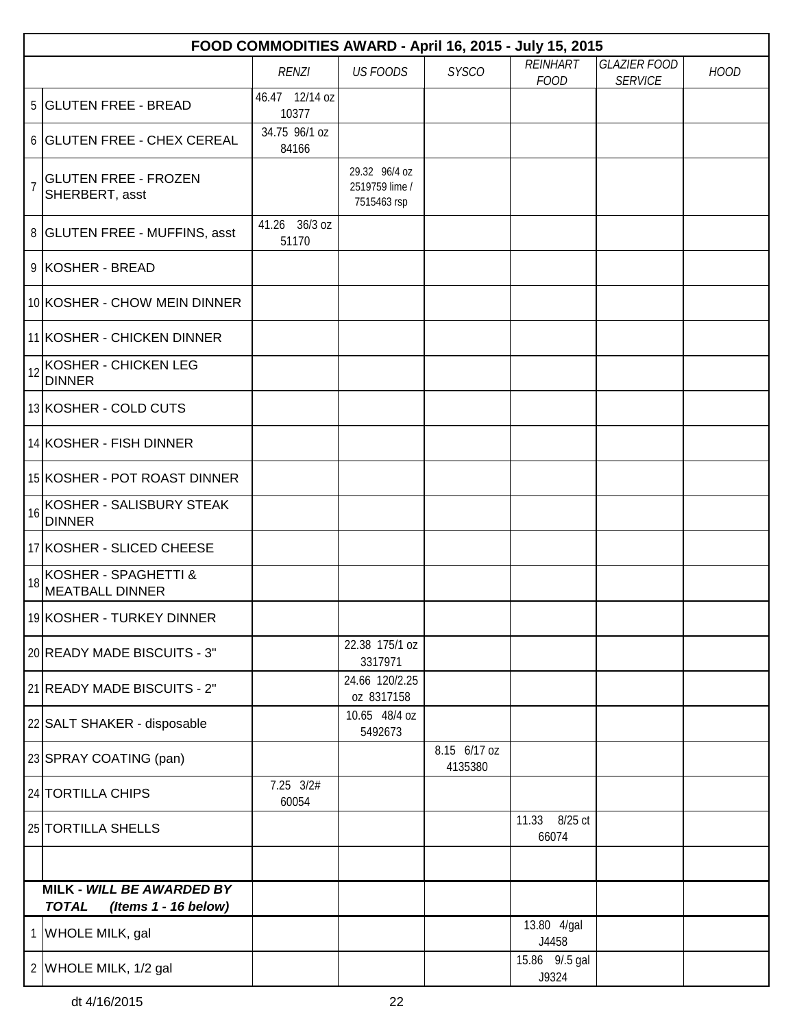| | FOOD COMMODITIES AWARD - April 16, 2015 - July 15, 2015 | | | | | | |
|---|---|---|---|---|---|---|---|
| | | *RENZI* | *US FOODS* | *SYSCO* | *REINHART FOOD* | *GLAZIER FOOD SERVICE* | *HOOD* |
| 5 | GLUTEN FREE - BREAD | 46.47 12/14 oz 10377 | | | | | |
| 6 | GLUTEN FREE - CHEX CEREAL | 34.75 96/1 oz 84166 | | | | | |
| 7 | GLUTEN FREE - FROZEN SHERBERT, asst | | 29.32 96/4 oz 2519759 lime / 7515463 rsp | | | | |
| 8 | GLUTEN FREE - MUFFINS, asst | 41.26 36/3 oz 51170 | | | | | |
| 9 | KOSHER - BREAD | | | | | | |
| 10 | KOSHER - CHOW MEIN DINNER | | | | | | |
| 11 | KOSHER - CHICKEN DINNER | | | | | | |
| 12 | KOSHER - CHICKEN LEG DINNER | | | | | | |
| 13 | KOSHER - COLD CUTS | | | | | | |
| 14 | KOSHER - FISH DINNER | | | | | | |
| 15 | KOSHER - POT ROAST DINNER | | | | | | |
| 16 | KOSHER - SALISBURY STEAK DINNER | | | | | | |
| 17 | KOSHER - SLICED CHEESE | | | | | | |
| 18 | KOSHER - SPAGHETTI & MEATBALL DINNER | | | | | | |
| 19 | KOSHER - TURKEY DINNER | | | | | | |
| 20 | READY MADE BISCUITS - 3" | | 22.38 175/1 oz 3317971 | | | | |
| 21 | READY MADE BISCUITS - 2" | | 24.66 120/2.25 oz 8317158 | | | | |
| 22 | SALT SHAKER - disposable | | 10.65 48/4 oz 5492673 | | | | |
| 23 | SPRAY COATING (pan) | | | 8.15 6/17 oz 4135380 | | | |
| 24 | TORTILLA CHIPS | 7.25 3/2# 60054 | | | | | |
| 25 | TORTILLA SHELLS | | | | 11.33 8/25 ct 66074 | | |
| | | | | | | | |
| | **MILK - *WILL BE AWARDED BY TOTAL (Items 1 - 16 below)*** | | | | | | |
| 1 | WHOLE MILK, gal | | | | 13.80 4/gal J4458 | | |
| 2 | WHOLE MILK, 1/2 gal | | | | 15.86 9/.5 gal J9324 | | |

dt 4/16/2015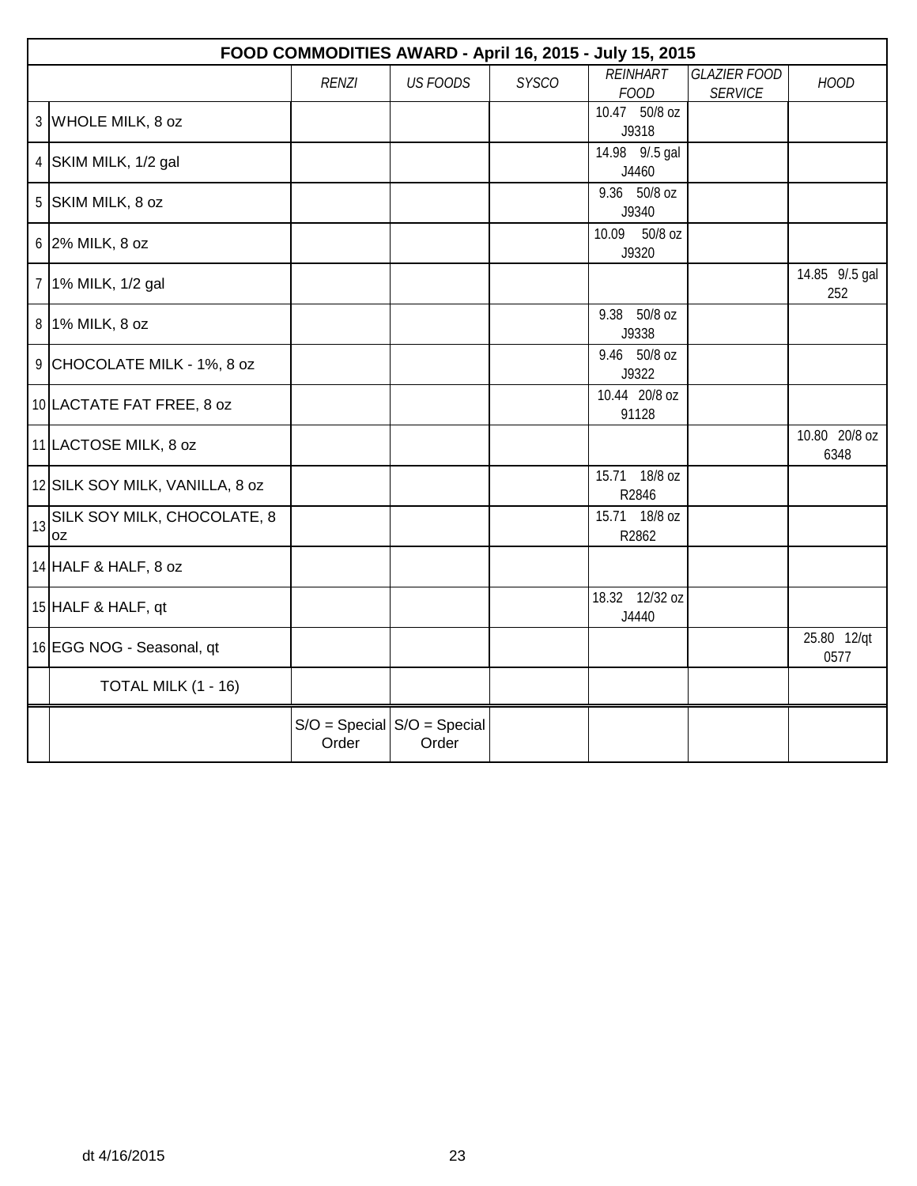| FOOD COMMODITIES AWARD - April 16, 2015 - July 15, 2015 | | | | | | | | |
|---|---|---|---|---|---|---|---|---|
| | | *RENZI* | *US FOODS* | *SYSCO* | *REINHART FOOD* | *GLAZIER FOOD SERVICE* | *HOOD* |
| 3 | WHOLE MILK, 8 oz | | | | 10.47 50/8 oz J9318 | | |
| 4 | SKIM MILK, 1/2 gal | | | | 14.98 9/.5 gal J4460 | | |
| 5 | SKIM MILK, 8 oz | | | | 9.36 50/8 oz J9340 | | |
| 6 | 2% MILK, 8 oz | | | | 10.09 50/8 oz J9320 | | |
| 7 | 1% MILK, 1/2 gal | | | | | | 14.85 9/.5 gal 252 |
| 8 | 1% MILK, 8 oz | | | | 9.38 50/8 oz J9338 | | |
| 9 | CHOCOLATE MILK - 1%, 8 oz | | | | 9.46 50/8 oz J9322 | | |
| 10 | LACTATE FAT FREE, 8 oz | | | | 10.44 20/8 oz 91128 | | |
| 11 | LACTOSE MILK, 8 oz | | | | | | 10.80 20/8 oz 6348 |
| 12 | SILK SOY MILK, VANILLA, 8 oz | | | | 15.71 18/8 oz R2846 | | |
| 13 | SILK SOY MILK, CHOCOLATE, 8 oz | | | | 15.71 18/8 oz R2862 | | |
| 14 | HALF & HALF, 8 oz | | | | | | |
| 15 | HALF & HALF, qt | | | | 18.32 12/32 oz J4440 | | |
| 16 | EGG NOG - Seasonal, qt | | | | | | 25.80 12/qt 0577 |
| | TOTAL MILK (1 - 16) | | | | | | |
| | | S/O = Special Order | S/O = Special Order | | | | |

dt 4/16/2015